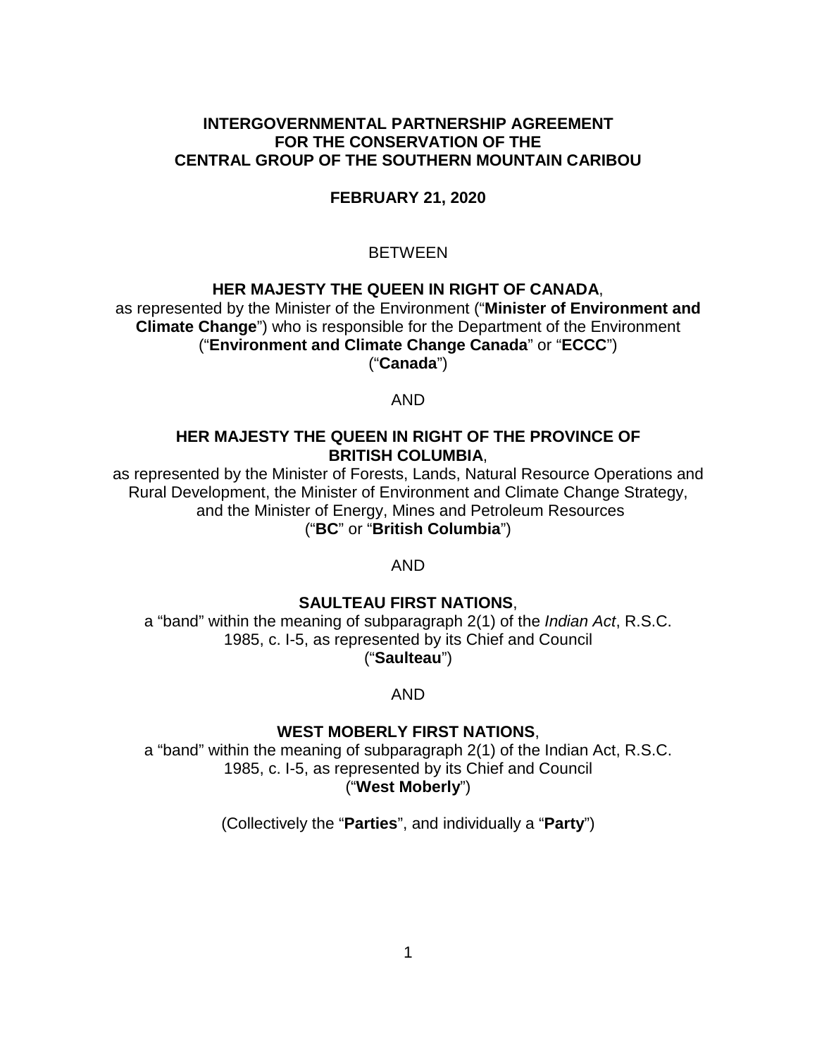# INTERGOVERNMENTAL PARTNERSHIP AGREEMENT FOR THE CONSERVATION OF THE CENTRAL GROUP OF THE SOUTHERN MOUNTAIN CARIBOU

**FEBRUARY 21, 2020**

BETWEEN

**HER MAJESTY THE QUEEN IN RIGHT OF CANADA**,
as represented by the Minister of the Environment ("**Minister of Environment and Climate Change**") who is responsible for the Department of the Environment ("**Environment and Climate Change Canada**" or "**ECCC**")
("**Canada**")

AND

**HER MAJESTY THE QUEEN IN RIGHT OF THE PROVINCE OF BRITISH COLUMBIA**,
as represented by the Minister of Forests, Lands, Natural Resource Operations and Rural Development, the Minister of Environment and Climate Change Strategy, and the Minister of Energy, Mines and Petroleum Resources
("**BC**" or "**British Columbia**")

AND

**SAULTEAU FIRST NATIONS**,
a "band" within the meaning of subparagraph 2(1) of the *Indian Act*, R.S.C. 1985, c. I-5, as represented by its Chief and Council
("**Saulteau**")

AND

**WEST MOBERLY FIRST NATIONS**,
a "band" within the meaning of subparagraph 2(1) of the Indian Act, R.S.C. 1985, c. I-5, as represented by its Chief and Council
("**West Moberly**")

(Collectively the "**Parties**", and individually a "**Party**")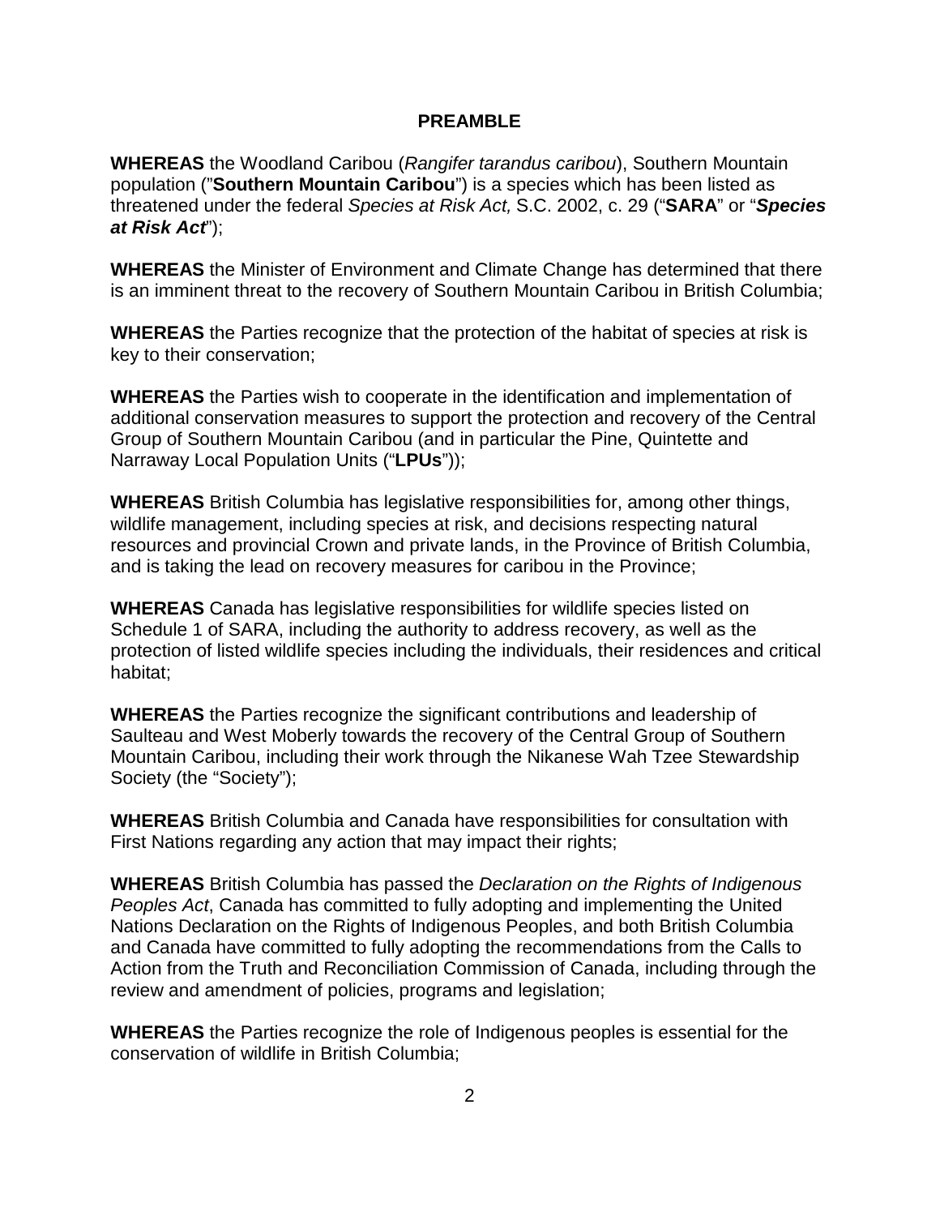## PREAMBLE

**WHEREAS** the Woodland Caribou (*Rangifer tarandus caribou*), Southern Mountain population ("**Southern Mountain Caribou**") is a species which has been listed as threatened under the federal *Species at Risk Act,* S.C. 2002, c. 29 ("**SARA**" or "***Species at Risk Act***");

**WHEREAS** the Minister of Environment and Climate Change has determined that there is an imminent threat to the recovery of Southern Mountain Caribou in British Columbia;

**WHEREAS** the Parties recognize that the protection of the habitat of species at risk is key to their conservation;

**WHEREAS** the Parties wish to cooperate in the identification and implementation of additional conservation measures to support the protection and recovery of the Central Group of Southern Mountain Caribou (and in particular the Pine, Quintette and Narraway Local Population Units ("**LPUs**"));

**WHEREAS** British Columbia has legislative responsibilities for, among other things, wildlife management, including species at risk, and decisions respecting natural resources and provincial Crown and private lands, in the Province of British Columbia, and is taking the lead on recovery measures for caribou in the Province;

**WHEREAS** Canada has legislative responsibilities for wildlife species listed on Schedule 1 of SARA, including the authority to address recovery, as well as the protection of listed wildlife species including the individuals, their residences and critical habitat;

**WHEREAS** the Parties recognize the significant contributions and leadership of Saulteau and West Moberly towards the recovery of the Central Group of Southern Mountain Caribou, including their work through the Nikanese Wah Tzee Stewardship Society (the "Society");

**WHEREAS** British Columbia and Canada have responsibilities for consultation with First Nations regarding any action that may impact their rights;

**WHEREAS** British Columbia has passed the *Declaration on the Rights of Indigenous Peoples Act*, Canada has committed to fully adopting and implementing the United Nations Declaration on the Rights of Indigenous Peoples, and both British Columbia and Canada have committed to fully adopting the recommendations from the Calls to Action from the Truth and Reconciliation Commission of Canada, including through the review and amendment of policies, programs and legislation;

**WHEREAS** the Parties recognize the role of Indigenous peoples is essential for the conservation of wildlife in British Columbia;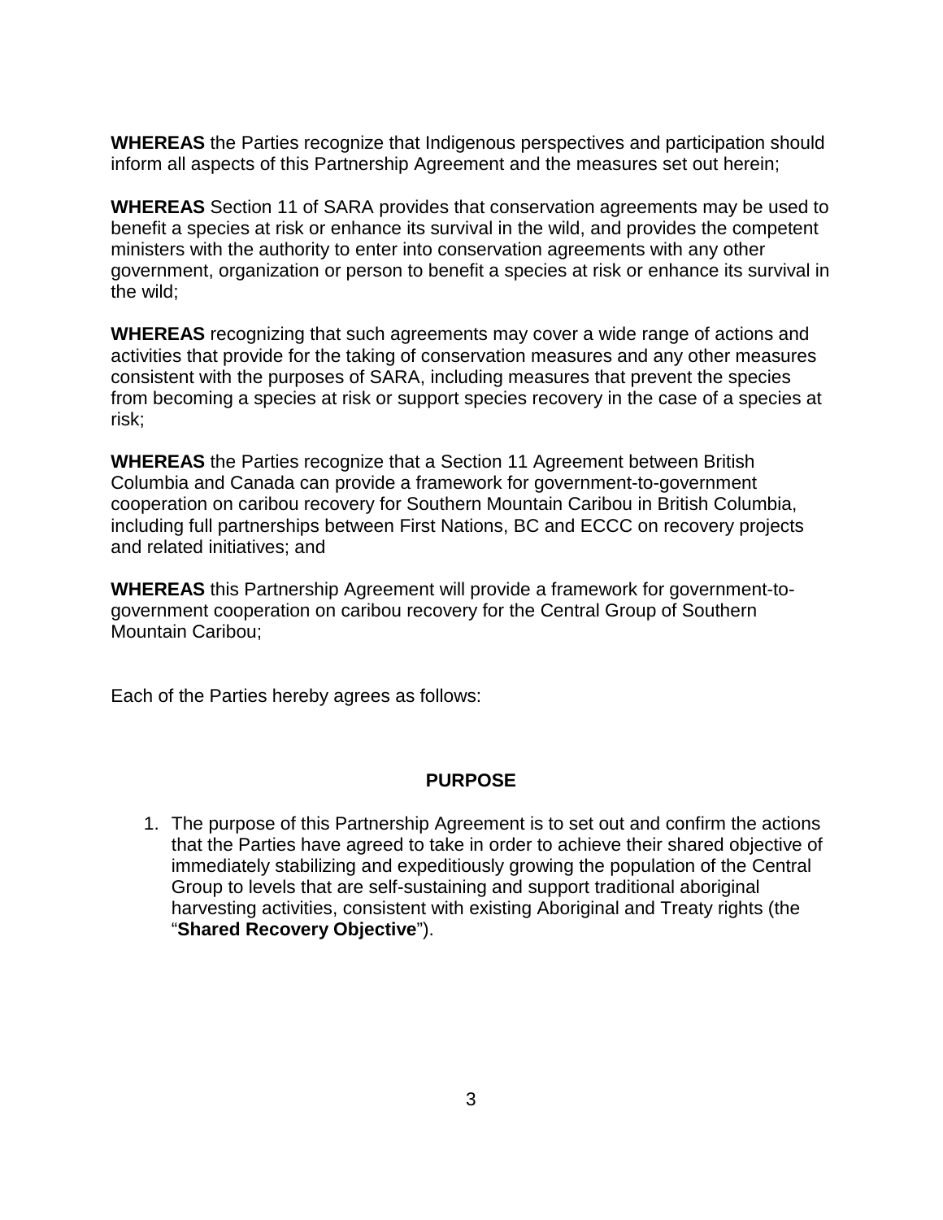**WHEREAS** the Parties recognize that Indigenous perspectives and participation should inform all aspects of this Partnership Agreement and the measures set out herein;

**WHEREAS** Section 11 of SARA provides that conservation agreements may be used to benefit a species at risk or enhance its survival in the wild, and provides the competent ministers with the authority to enter into conservation agreements with any other government, organization or person to benefit a species at risk or enhance its survival in the wild;

**WHEREAS** recognizing that such agreements may cover a wide range of actions and activities that provide for the taking of conservation measures and any other measures consistent with the purposes of SARA, including measures that prevent the species from becoming a species at risk or support species recovery in the case of a species at risk;

**WHEREAS** the Parties recognize that a Section 11 Agreement between British Columbia and Canada can provide a framework for government-to-government cooperation on caribou recovery for Southern Mountain Caribou in British Columbia, including full partnerships between First Nations, BC and ECCC on recovery projects and related initiatives; and

**WHEREAS** this Partnership Agreement will provide a framework for government-to-government cooperation on caribou recovery for the Central Group of Southern Mountain Caribou;

Each of the Parties hereby agrees as follows:

## PURPOSE

1. The purpose of this Partnership Agreement is to set out and confirm the actions that the Parties have agreed to take in order to achieve their shared objective of immediately stabilizing and expeditiously growing the population of the Central Group to levels that are self-sustaining and support traditional aboriginal harvesting activities, consistent with existing Aboriginal and Treaty rights (the "**Shared Recovery Objective**").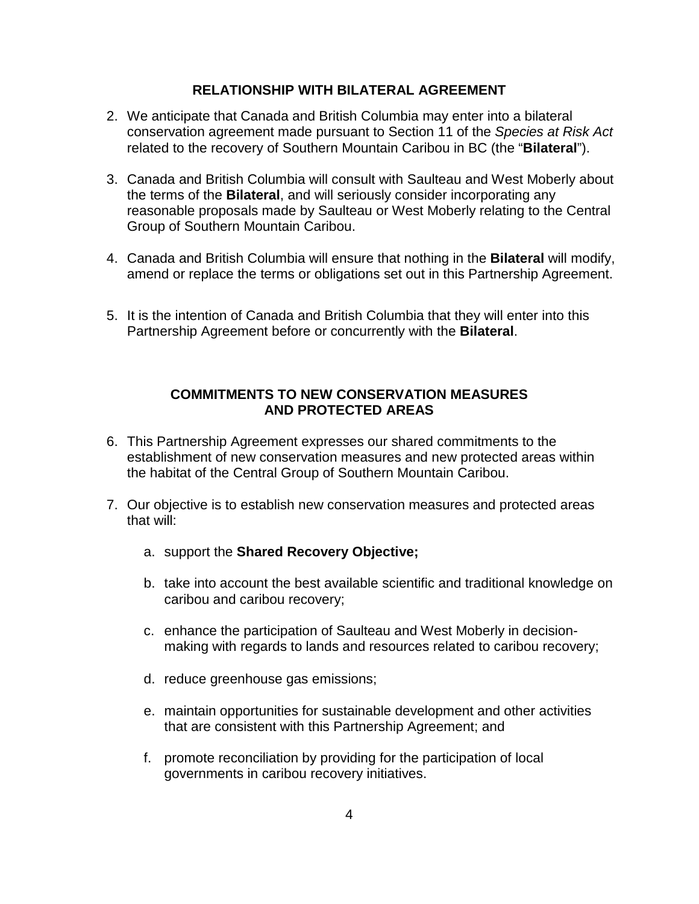## RELATIONSHIP WITH BILATERAL AGREEMENT

2. We anticipate that Canada and British Columbia may enter into a bilateral conservation agreement made pursuant to Section 11 of the *Species at Risk Act* related to the recovery of Southern Mountain Caribou in BC (the "**Bilateral**").

3. Canada and British Columbia will consult with Saulteau and West Moberly about the terms of the **Bilateral**, and will seriously consider incorporating any reasonable proposals made by Saulteau or West Moberly relating to the Central Group of Southern Mountain Caribou.

4. Canada and British Columbia will ensure that nothing in the **Bilateral** will modify, amend or replace the terms or obligations set out in this Partnership Agreement.

5. It is the intention of Canada and British Columbia that they will enter into this Partnership Agreement before or concurrently with the **Bilateral**.

## COMMITMENTS TO NEW CONSERVATION MEASURES AND PROTECTED AREAS

6. This Partnership Agreement expresses our shared commitments to the establishment of new conservation measures and new protected areas within the habitat of the Central Group of Southern Mountain Caribou.

7. Our objective is to establish new conservation measures and protected areas that will:

   a. support the **Shared Recovery Objective;**

   b. take into account the best available scientific and traditional knowledge on caribou and caribou recovery;

   c. enhance the participation of Saulteau and West Moberly in decision-making with regards to lands and resources related to caribou recovery;

   d. reduce greenhouse gas emissions;

   e. maintain opportunities for sustainable development and other activities that are consistent with this Partnership Agreement; and

   f. promote reconciliation by providing for the participation of local governments in caribou recovery initiatives.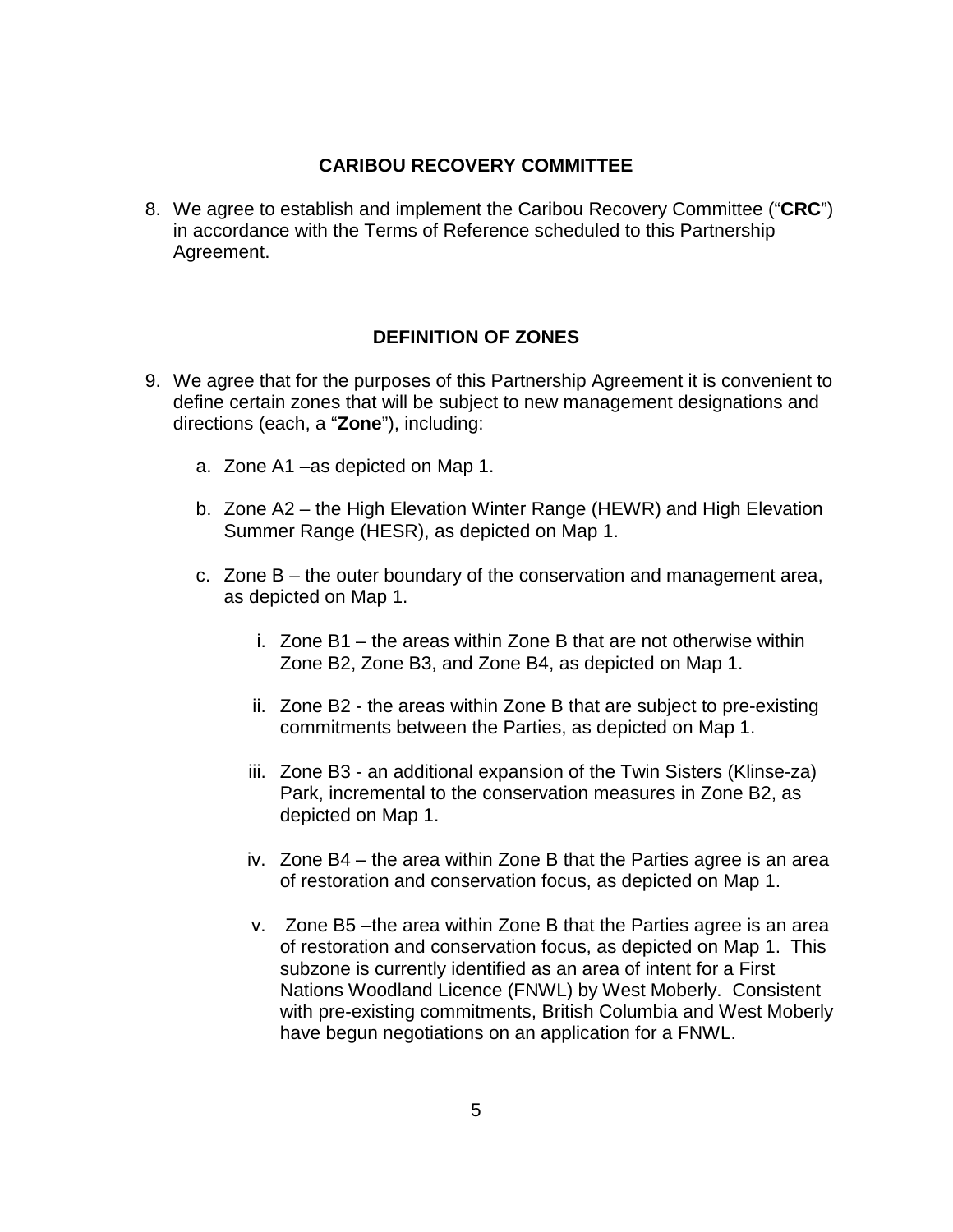## CARIBOU RECOVERY COMMITTEE

8. We agree to establish and implement the Caribou Recovery Committee ("**CRC**") in accordance with the Terms of Reference scheduled to this Partnership Agreement.

## DEFINITION OF ZONES

9. We agree that for the purposes of this Partnership Agreement it is convenient to define certain zones that will be subject to new management designations and directions (each, a "**Zone**"), including:

   a. Zone A1 –as depicted on Map 1.

   b. Zone A2 – the High Elevation Winter Range (HEWR) and High Elevation Summer Range (HESR), as depicted on Map 1.

   c. Zone B – the outer boundary of the conservation and management area, as depicted on Map 1.

      i. Zone B1 – the areas within Zone B that are not otherwise within Zone B2, Zone B3, and Zone B4, as depicted on Map 1.

      ii. Zone B2 - the areas within Zone B that are subject to pre-existing commitments between the Parties, as depicted on Map 1.

      iii. Zone B3 - an additional expansion of the Twin Sisters (Klinse-za) Park, incremental to the conservation measures in Zone B2, as depicted on Map 1.

      iv. Zone B4 – the area within Zone B that the Parties agree is an area of restoration and conservation focus, as depicted on Map 1.

      v. Zone B5 –the area within Zone B that the Parties agree is an area of restoration and conservation focus, as depicted on Map 1. This subzone is currently identified as an area of intent for a First Nations Woodland Licence (FNWL) by West Moberly. Consistent with pre-existing commitments, British Columbia and West Moberly have begun negotiations on an application for a FNWL.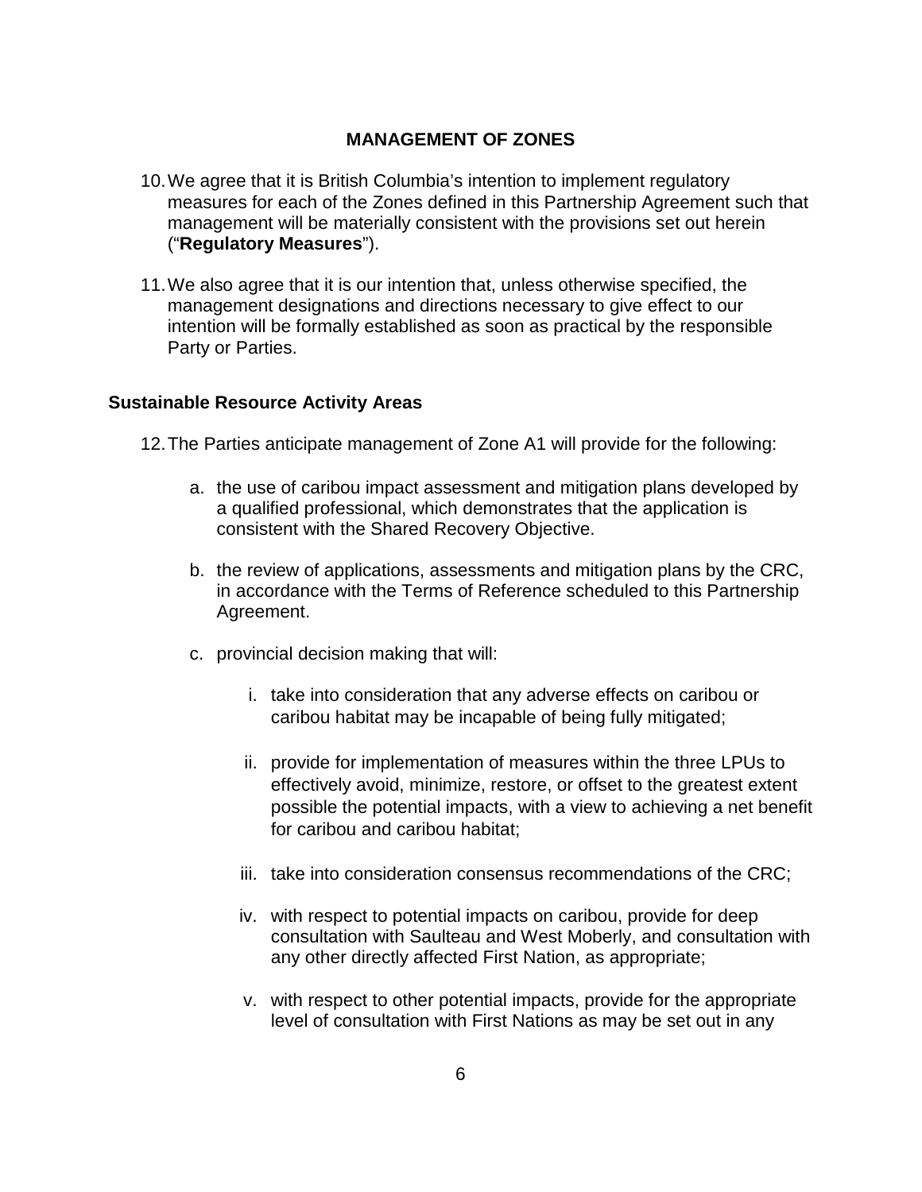## MANAGEMENT OF ZONES

10. We agree that it is British Columbia's intention to implement regulatory measures for each of the Zones defined in this Partnership Agreement such that management will be materially consistent with the provisions set out herein ("**Regulatory Measures**").

11. We also agree that it is our intention that, unless otherwise specified, the management designations and directions necessary to give effect to our intention will be formally established as soon as practical by the responsible Party or Parties.

### Sustainable Resource Activity Areas

12. The Parties anticipate management of Zone A1 will provide for the following:

    a. the use of caribou impact assessment and mitigation plans developed by a qualified professional, which demonstrates that the application is consistent with the Shared Recovery Objective.

    b. the review of applications, assessments and mitigation plans by the CRC, in accordance with the Terms of Reference scheduled to this Partnership Agreement.

    c. provincial decision making that will:

        i. take into consideration that any adverse effects on caribou or caribou habitat may be incapable of being fully mitigated;

        ii. provide for implementation of measures within the three LPUs to effectively avoid, minimize, restore, or offset to the greatest extent possible the potential impacts, with a view to achieving a net benefit for caribou and caribou habitat;

        iii. take into consideration consensus recommendations of the CRC;

        iv. with respect to potential impacts on caribou, provide for deep consultation with Saulteau and West Moberly, and consultation with any other directly affected First Nation, as appropriate;

        v. with respect to other potential impacts, provide for the appropriate level of consultation with First Nations as may be set out in any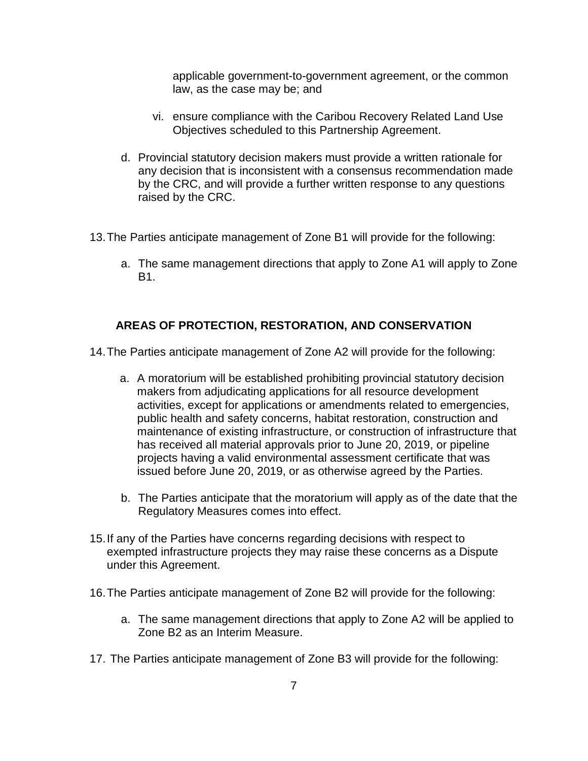applicable government-to-government agreement, or the common law, as the case may be; and

vi. ensure compliance with the Caribou Recovery Related Land Use Objectives scheduled to this Partnership Agreement.

d. Provincial statutory decision makers must provide a written rationale for any decision that is inconsistent with a consensus recommendation made by the CRC, and will provide a further written response to any questions raised by the CRC.

13. The Parties anticipate management of Zone B1 will provide for the following:

a. The same management directions that apply to Zone A1 will apply to Zone B1.

## AREAS OF PROTECTION, RESTORATION, AND CONSERVATION

14. The Parties anticipate management of Zone A2 will provide for the following:

a. A moratorium will be established prohibiting provincial statutory decision makers from adjudicating applications for all resource development activities, except for applications or amendments related to emergencies, public health and safety concerns, habitat restoration, construction and maintenance of existing infrastructure, or construction of infrastructure that has received all material approvals prior to June 20, 2019, or pipeline projects having a valid environmental assessment certificate that was issued before June 20, 2019, or as otherwise agreed by the Parties.

b. The Parties anticipate that the moratorium will apply as of the date that the Regulatory Measures comes into effect.

15. If any of the Parties have concerns regarding decisions with respect to exempted infrastructure projects they may raise these concerns as a Dispute under this Agreement.

16. The Parties anticipate management of Zone B2 will provide for the following:

a. The same management directions that apply to Zone A2 will be applied to Zone B2 as an Interim Measure.

17. The Parties anticipate management of Zone B3 will provide for the following: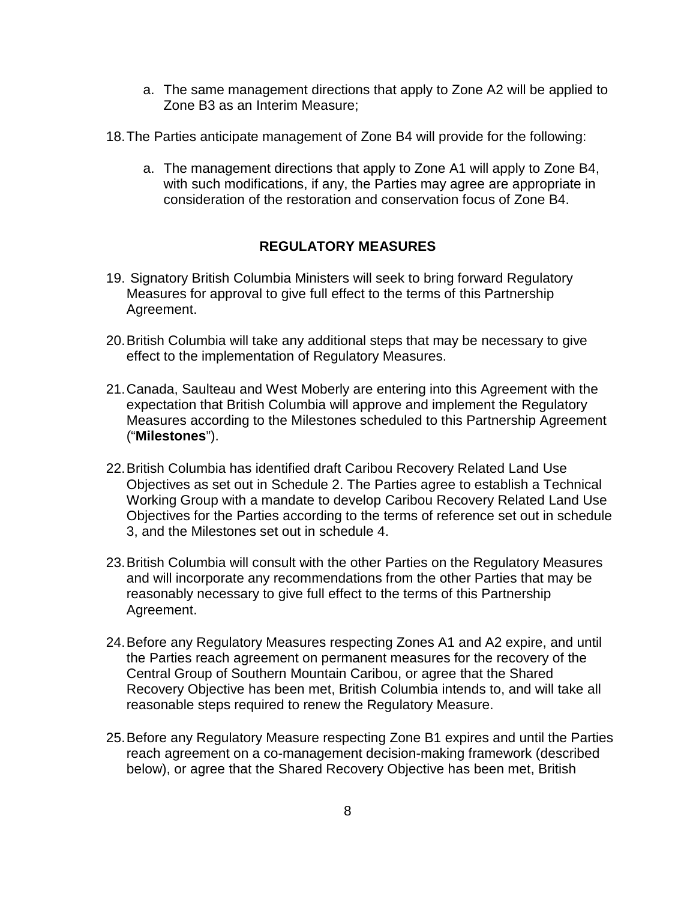a. The same management directions that apply to Zone A2 will be applied to Zone B3 as an Interim Measure;

18. The Parties anticipate management of Zone B4 will provide for the following:

    a. The management directions that apply to Zone A1 will apply to Zone B4, with such modifications, if any, the Parties may agree are appropriate in consideration of the restoration and conservation focus of Zone B4.

## REGULATORY MEASURES

19. Signatory British Columbia Ministers will seek to bring forward Regulatory Measures for approval to give full effect to the terms of this Partnership Agreement.

20. British Columbia will take any additional steps that may be necessary to give effect to the implementation of Regulatory Measures.

21. Canada, Saulteau and West Moberly are entering into this Agreement with the expectation that British Columbia will approve and implement the Regulatory Measures according to the Milestones scheduled to this Partnership Agreement ("**Milestones**").

22. British Columbia has identified draft Caribou Recovery Related Land Use Objectives as set out in Schedule 2. The Parties agree to establish a Technical Working Group with a mandate to develop Caribou Recovery Related Land Use Objectives for the Parties according to the terms of reference set out in schedule 3, and the Milestones set out in schedule 4.

23. British Columbia will consult with the other Parties on the Regulatory Measures and will incorporate any recommendations from the other Parties that may be reasonably necessary to give full effect to the terms of this Partnership Agreement.

24. Before any Regulatory Measures respecting Zones A1 and A2 expire, and until the Parties reach agreement on permanent measures for the recovery of the Central Group of Southern Mountain Caribou, or agree that the Shared Recovery Objective has been met, British Columbia intends to, and will take all reasonable steps required to renew the Regulatory Measure.

25. Before any Regulatory Measure respecting Zone B1 expires and until the Parties reach agreement on a co-management decision-making framework (described below), or agree that the Shared Recovery Objective has been met, British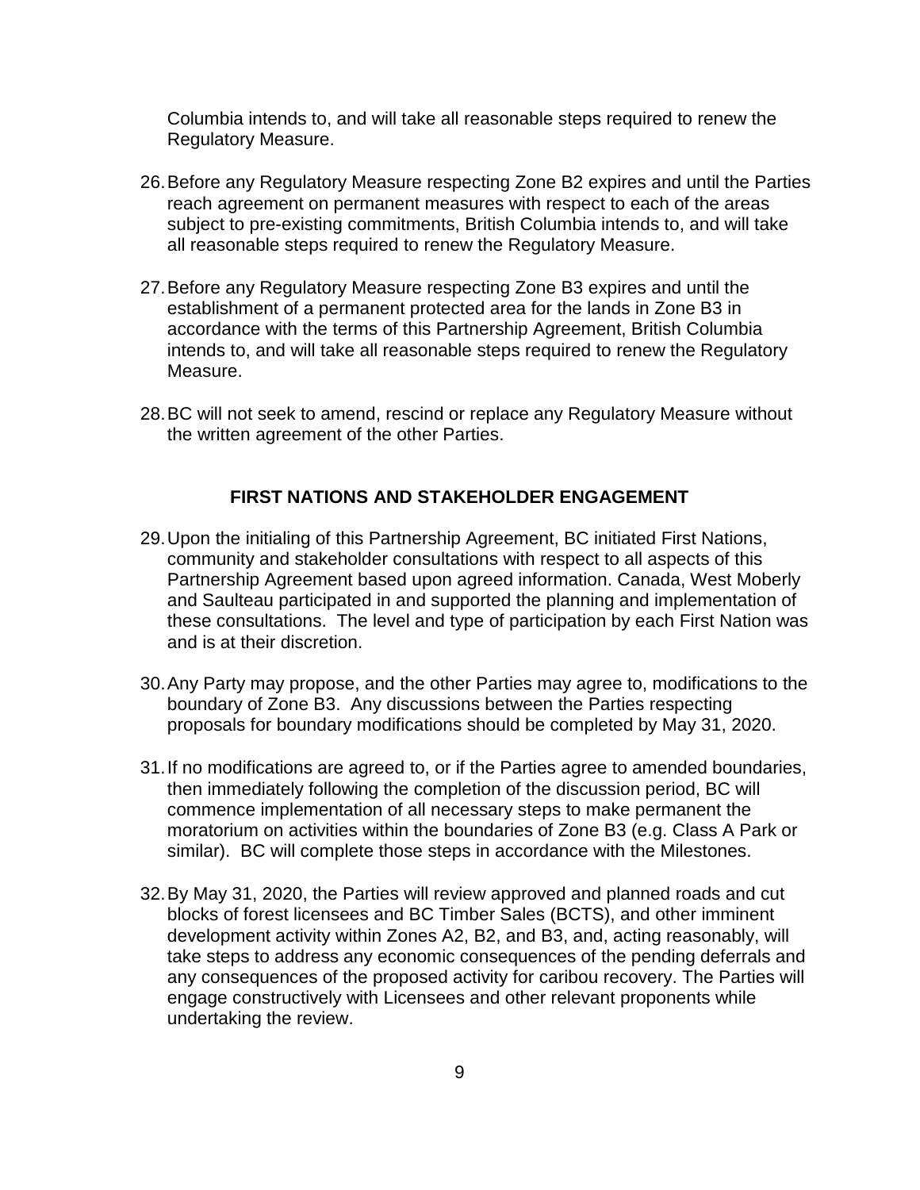Columbia intends to, and will take all reasonable steps required to renew the Regulatory Measure.

26. Before any Regulatory Measure respecting Zone B2 expires and until the Parties reach agreement on permanent measures with respect to each of the areas subject to pre-existing commitments, British Columbia intends to, and will take all reasonable steps required to renew the Regulatory Measure.

27. Before any Regulatory Measure respecting Zone B3 expires and until the establishment of a permanent protected area for the lands in Zone B3 in accordance with the terms of this Partnership Agreement, British Columbia intends to, and will take all reasonable steps required to renew the Regulatory Measure.

28. BC will not seek to amend, rescind or replace any Regulatory Measure without the written agreement of the other Parties.

## FIRST NATIONS AND STAKEHOLDER ENGAGEMENT

29. Upon the initialing of this Partnership Agreement, BC initiated First Nations, community and stakeholder consultations with respect to all aspects of this Partnership Agreement based upon agreed information. Canada, West Moberly and Saulteau participated in and supported the planning and implementation of these consultations. The level and type of participation by each First Nation was and is at their discretion.

30. Any Party may propose, and the other Parties may agree to, modifications to the boundary of Zone B3. Any discussions between the Parties respecting proposals for boundary modifications should be completed by May 31, 2020.

31. If no modifications are agreed to, or if the Parties agree to amended boundaries, then immediately following the completion of the discussion period, BC will commence implementation of all necessary steps to make permanent the moratorium on activities within the boundaries of Zone B3 (e.g. Class A Park or similar). BC will complete those steps in accordance with the Milestones.

32. By May 31, 2020, the Parties will review approved and planned roads and cut blocks of forest licensees and BC Timber Sales (BCTS), and other imminent development activity within Zones A2, B2, and B3, and, acting reasonably, will take steps to address any economic consequences of the pending deferrals and any consequences of the proposed activity for caribou recovery. The Parties will engage constructively with Licensees and other relevant proponents while undertaking the review.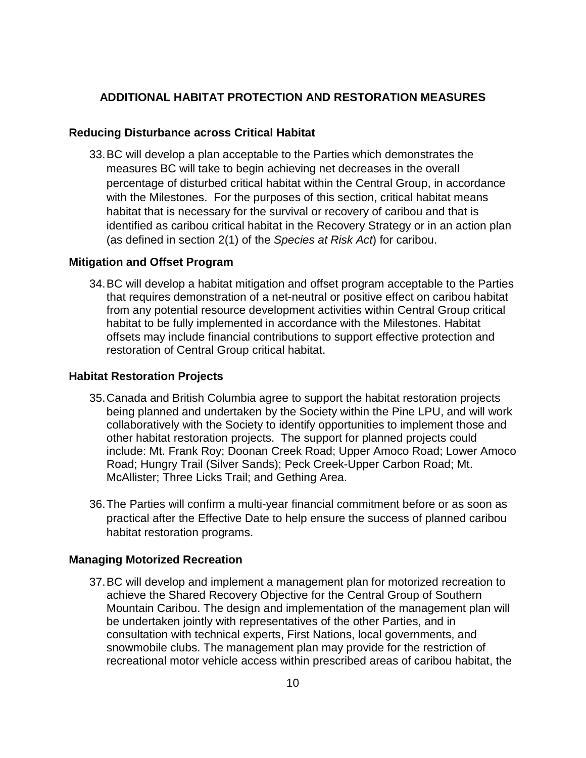## ADDITIONAL HABITAT PROTECTION AND RESTORATION MEASURES

### Reducing Disturbance across Critical Habitat

33. BC will develop a plan acceptable to the Parties which demonstrates the measures BC will take to begin achieving net decreases in the overall percentage of disturbed critical habitat within the Central Group, in accordance with the Milestones. For the purposes of this section, critical habitat means habitat that is necessary for the survival or recovery of caribou and that is identified as caribou critical habitat in the Recovery Strategy or in an action plan (as defined in section 2(1) of the *Species at Risk Act*) for caribou.

### Mitigation and Offset Program

34. BC will develop a habitat mitigation and offset program acceptable to the Parties that requires demonstration of a net-neutral or positive effect on caribou habitat from any potential resource development activities within Central Group critical habitat to be fully implemented in accordance with the Milestones. Habitat offsets may include financial contributions to support effective protection and restoration of Central Group critical habitat.

### Habitat Restoration Projects

35. Canada and British Columbia agree to support the habitat restoration projects being planned and undertaken by the Society within the Pine LPU, and will work collaboratively with the Society to identify opportunities to implement those and other habitat restoration projects. The support for planned projects could include: Mt. Frank Roy; Doonan Creek Road; Upper Amoco Road; Lower Amoco Road; Hungry Trail (Silver Sands); Peck Creek-Upper Carbon Road; Mt. McAllister; Three Licks Trail; and Gething Area.

36. The Parties will confirm a multi-year financial commitment before or as soon as practical after the Effective Date to help ensure the success of planned caribou habitat restoration programs.

### Managing Motorized Recreation

37. BC will develop and implement a management plan for motorized recreation to achieve the Shared Recovery Objective for the Central Group of Southern Mountain Caribou. The design and implementation of the management plan will be undertaken jointly with representatives of the other Parties, and in consultation with technical experts, First Nations, local governments, and snowmobile clubs. The management plan may provide for the restriction of recreational motor vehicle access within prescribed areas of caribou habitat, the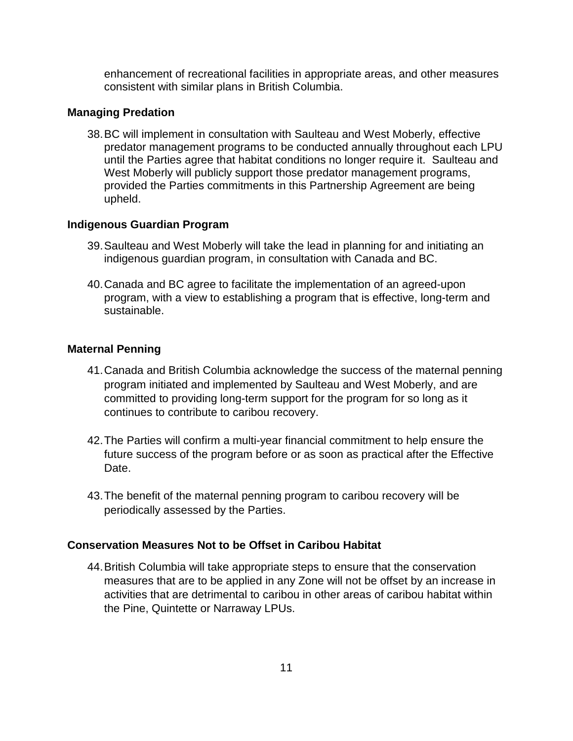enhancement of recreational facilities in appropriate areas, and other measures consistent with similar plans in British Columbia.

### Managing Predation

38. BC will implement in consultation with Saulteau and West Moberly, effective predator management programs to be conducted annually throughout each LPU until the Parties agree that habitat conditions no longer require it. Saulteau and West Moberly will publicly support those predator management programs, provided the Parties commitments in this Partnership Agreement are being upheld.

### Indigenous Guardian Program

39. Saulteau and West Moberly will take the lead in planning for and initiating an indigenous guardian program, in consultation with Canada and BC.

40. Canada and BC agree to facilitate the implementation of an agreed-upon program, with a view to establishing a program that is effective, long-term and sustainable.

### Maternal Penning

41. Canada and British Columbia acknowledge the success of the maternal penning program initiated and implemented by Saulteau and West Moberly, and are committed to providing long-term support for the program for so long as it continues to contribute to caribou recovery.

42. The Parties will confirm a multi-year financial commitment to help ensure the future success of the program before or as soon as practical after the Effective Date.

43. The benefit of the maternal penning program to caribou recovery will be periodically assessed by the Parties.

### Conservation Measures Not to be Offset in Caribou Habitat

44. British Columbia will take appropriate steps to ensure that the conservation measures that are to be applied in any Zone will not be offset by an increase in activities that are detrimental to caribou in other areas of caribou habitat within the Pine, Quintette or Narraway LPUs.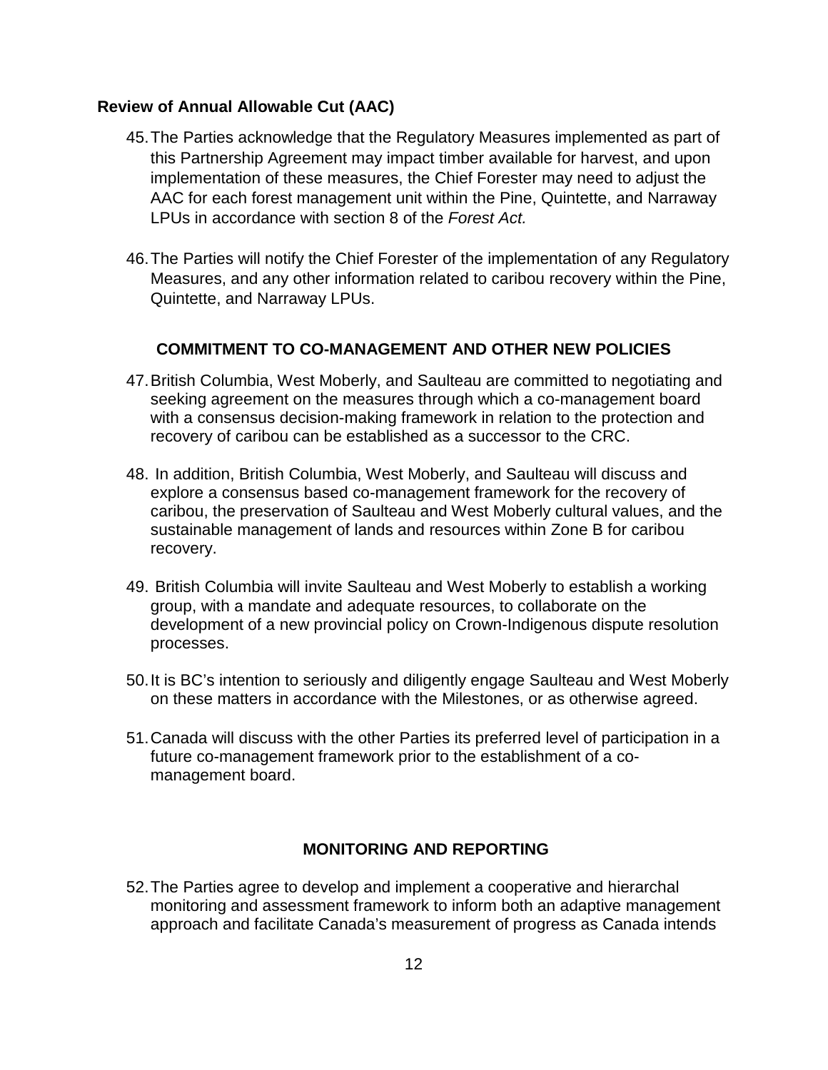**Review of Annual Allowable Cut (AAC)**

45. The Parties acknowledge that the Regulatory Measures implemented as part of this Partnership Agreement may impact timber available for harvest, and upon implementation of these measures, the Chief Forester may need to adjust the AAC for each forest management unit within the Pine, Quintette, and Narraway LPUs in accordance with section 8 of the *Forest Act.*

46. The Parties will notify the Chief Forester of the implementation of any Regulatory Measures, and any other information related to caribou recovery within the Pine, Quintette, and Narraway LPUs.

## COMMITMENT TO CO-MANAGEMENT AND OTHER NEW POLICIES

47. British Columbia, West Moberly, and Saulteau are committed to negotiating and seeking agreement on the measures through which a co-management board with a consensus decision-making framework in relation to the protection and recovery of caribou can be established as a successor to the CRC.

48. In addition, British Columbia, West Moberly, and Saulteau will discuss and explore a consensus based co-management framework for the recovery of caribou, the preservation of Saulteau and West Moberly cultural values, and the sustainable management of lands and resources within Zone B for caribou recovery.

49. British Columbia will invite Saulteau and West Moberly to establish a working group, with a mandate and adequate resources, to collaborate on the development of a new provincial policy on Crown-Indigenous dispute resolution processes.

50. It is BC's intention to seriously and diligently engage Saulteau and West Moberly on these matters in accordance with the Milestones, or as otherwise agreed.

51. Canada will discuss with the other Parties its preferred level of participation in a future co-management framework prior to the establishment of a co-management board.

## MONITORING AND REPORTING

52. The Parties agree to develop and implement a cooperative and hierarchal monitoring and assessment framework to inform both an adaptive management approach and facilitate Canada's measurement of progress as Canada intends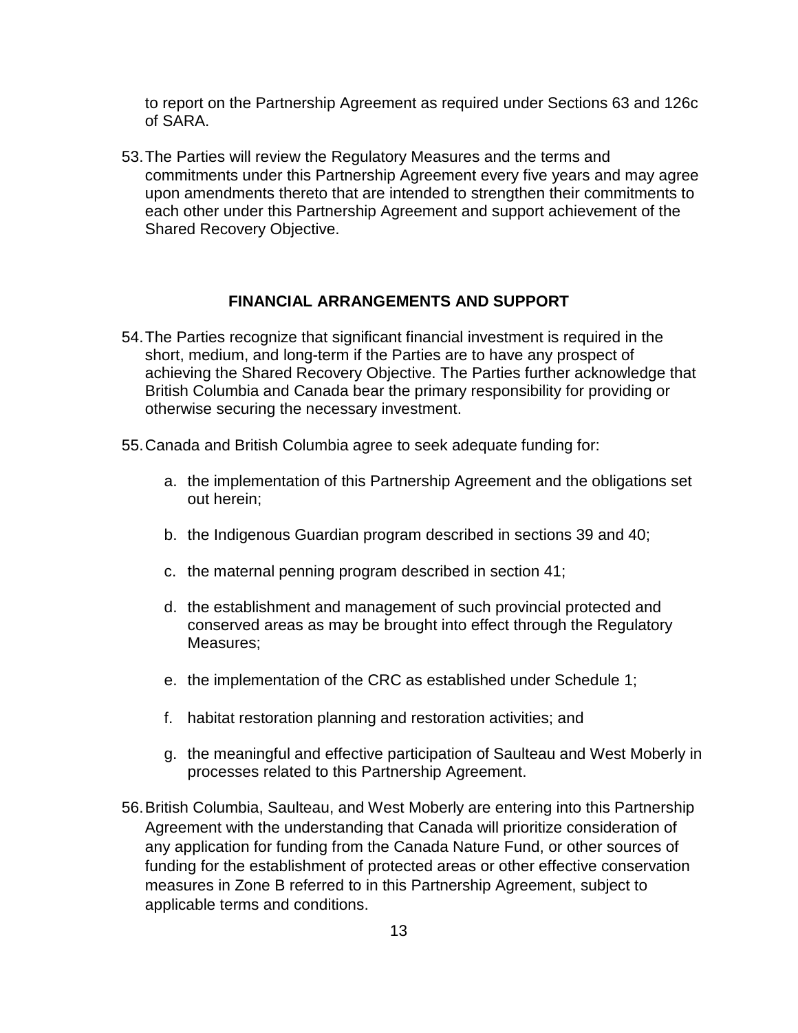to report on the Partnership Agreement as required under Sections 63 and 126c of SARA.

53. The Parties will review the Regulatory Measures and the terms and commitments under this Partnership Agreement every five years and may agree upon amendments thereto that are intended to strengthen their commitments to each other under this Partnership Agreement and support achievement of the Shared Recovery Objective.

## FINANCIAL ARRANGEMENTS AND SUPPORT

54. The Parties recognize that significant financial investment is required in the short, medium, and long-term if the Parties are to have any prospect of achieving the Shared Recovery Objective. The Parties further acknowledge that British Columbia and Canada bear the primary responsibility for providing or otherwise securing the necessary investment.

55. Canada and British Columbia agree to seek adequate funding for:

    a. the implementation of this Partnership Agreement and the obligations set out herein;

    b. the Indigenous Guardian program described in sections 39 and 40;

    c. the maternal penning program described in section 41;

    d. the establishment and management of such provincial protected and conserved areas as may be brought into effect through the Regulatory Measures;

    e. the implementation of the CRC as established under Schedule 1;

    f. habitat restoration planning and restoration activities; and

    g. the meaningful and effective participation of Saulteau and West Moberly in processes related to this Partnership Agreement.

56. British Columbia, Saulteau, and West Moberly are entering into this Partnership Agreement with the understanding that Canada will prioritize consideration of any application for funding from the Canada Nature Fund, or other sources of funding for the establishment of protected areas or other effective conservation measures in Zone B referred to in this Partnership Agreement, subject to applicable terms and conditions.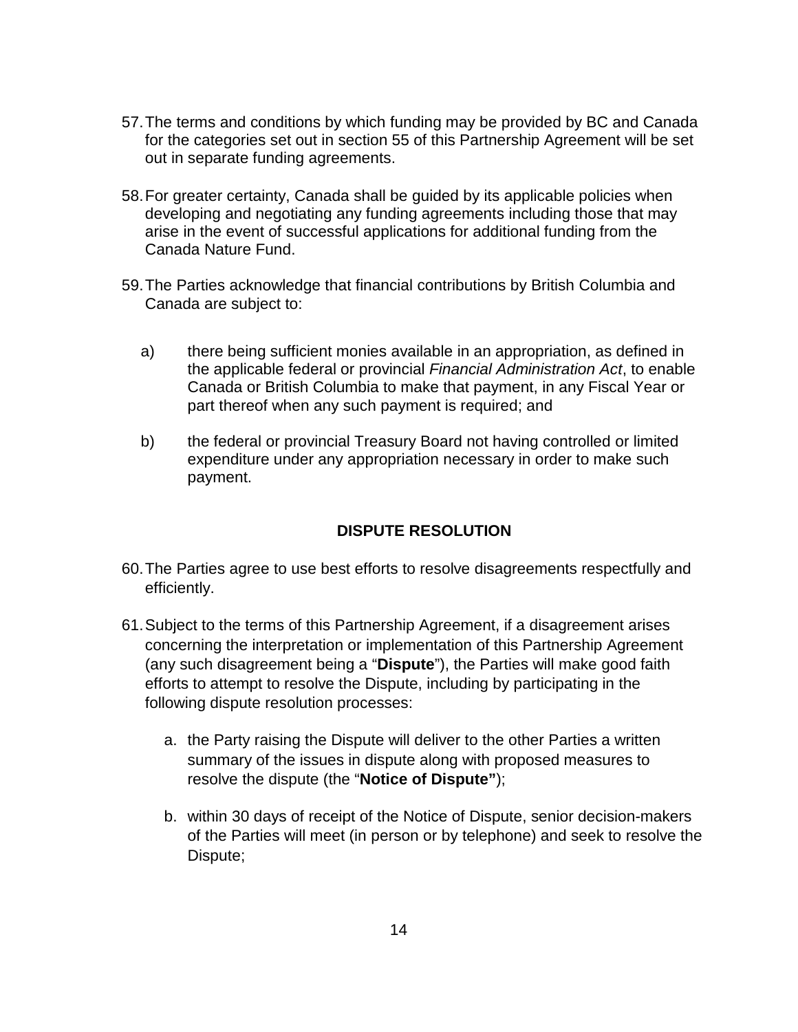57. The terms and conditions by which funding may be provided by BC and Canada for the categories set out in section 55 of this Partnership Agreement will be set out in separate funding agreements.

58. For greater certainty, Canada shall be guided by its applicable policies when developing and negotiating any funding agreements including those that may arise in the event of successful applications for additional funding from the Canada Nature Fund.

59. The Parties acknowledge that financial contributions by British Columbia and Canada are subject to:

    a) there being sufficient monies available in an appropriation, as defined in the applicable federal or provincial *Financial Administration Act*, to enable Canada or British Columbia to make that payment, in any Fiscal Year or part thereof when any such payment is required; and

    b) the federal or provincial Treasury Board not having controlled or limited expenditure under any appropriation necessary in order to make such payment.

## DISPUTE RESOLUTION

60. The Parties agree to use best efforts to resolve disagreements respectfully and efficiently.

61. Subject to the terms of this Partnership Agreement, if a disagreement arises concerning the interpretation or implementation of this Partnership Agreement (any such disagreement being a "**Dispute**"), the Parties will make good faith efforts to attempt to resolve the Dispute, including by participating in the following dispute resolution processes:

    a. the Party raising the Dispute will deliver to the other Parties a written summary of the issues in dispute along with proposed measures to resolve the dispute (the "**Notice of Dispute"**);

    b. within 30 days of receipt of the Notice of Dispute, senior decision-makers of the Parties will meet (in person or by telephone) and seek to resolve the Dispute;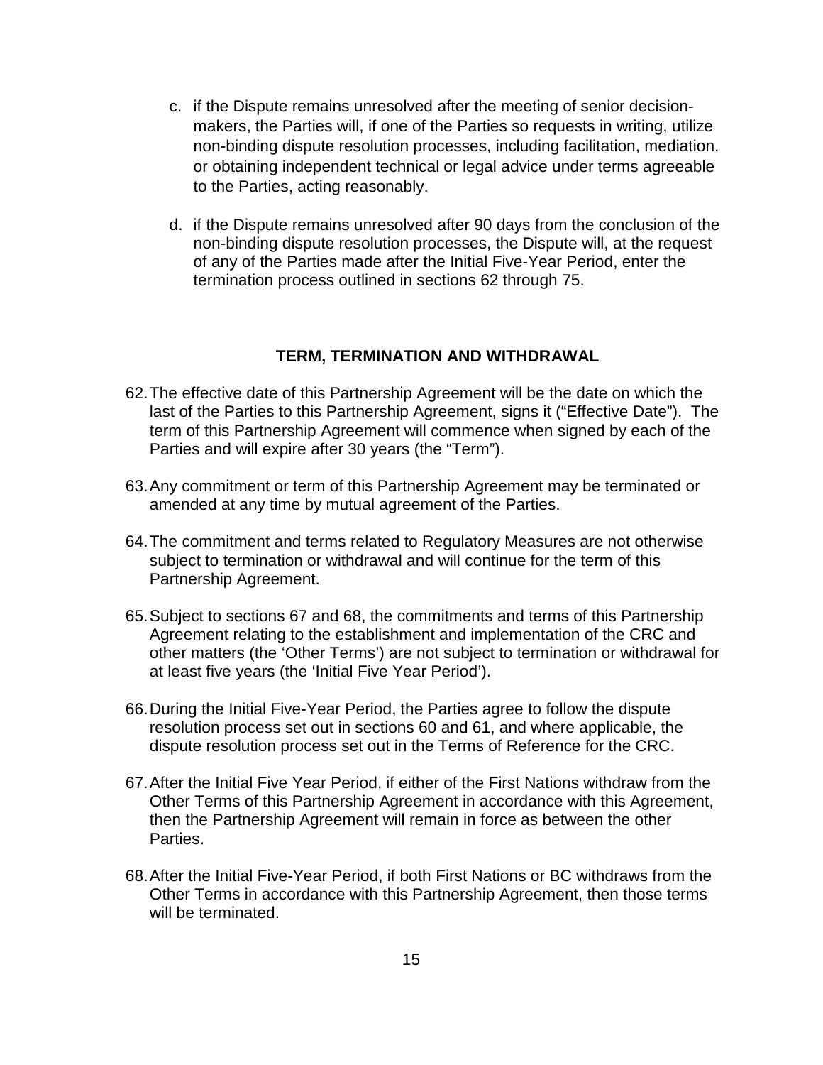c. if the Dispute remains unresolved after the meeting of senior decision-makers, the Parties will, if one of the Parties so requests in writing, utilize non-binding dispute resolution processes, including facilitation, mediation, or obtaining independent technical or legal advice under terms agreeable to the Parties, acting reasonably.

d. if the Dispute remains unresolved after 90 days from the conclusion of the non-binding dispute resolution processes, the Dispute will, at the request of any of the Parties made after the Initial Five-Year Period, enter the termination process outlined in sections 62 through 75.

## TERM, TERMINATION AND WITHDRAWAL

62. The effective date of this Partnership Agreement will be the date on which the last of the Parties to this Partnership Agreement, signs it ("Effective Date"). The term of this Partnership Agreement will commence when signed by each of the Parties and will expire after 30 years (the "Term").

63. Any commitment or term of this Partnership Agreement may be terminated or amended at any time by mutual agreement of the Parties.

64. The commitment and terms related to Regulatory Measures are not otherwise subject to termination or withdrawal and will continue for the term of this Partnership Agreement.

65. Subject to sections 67 and 68, the commitments and terms of this Partnership Agreement relating to the establishment and implementation of the CRC and other matters (the 'Other Terms') are not subject to termination or withdrawal for at least five years (the 'Initial Five Year Period').

66. During the Initial Five-Year Period, the Parties agree to follow the dispute resolution process set out in sections 60 and 61, and where applicable, the dispute resolution process set out in the Terms of Reference for the CRC.

67. After the Initial Five Year Period, if either of the First Nations withdraw from the Other Terms of this Partnership Agreement in accordance with this Agreement, then the Partnership Agreement will remain in force as between the other Parties.

68. After the Initial Five-Year Period, if both First Nations or BC withdraws from the Other Terms in accordance with this Partnership Agreement, then those terms will be terminated.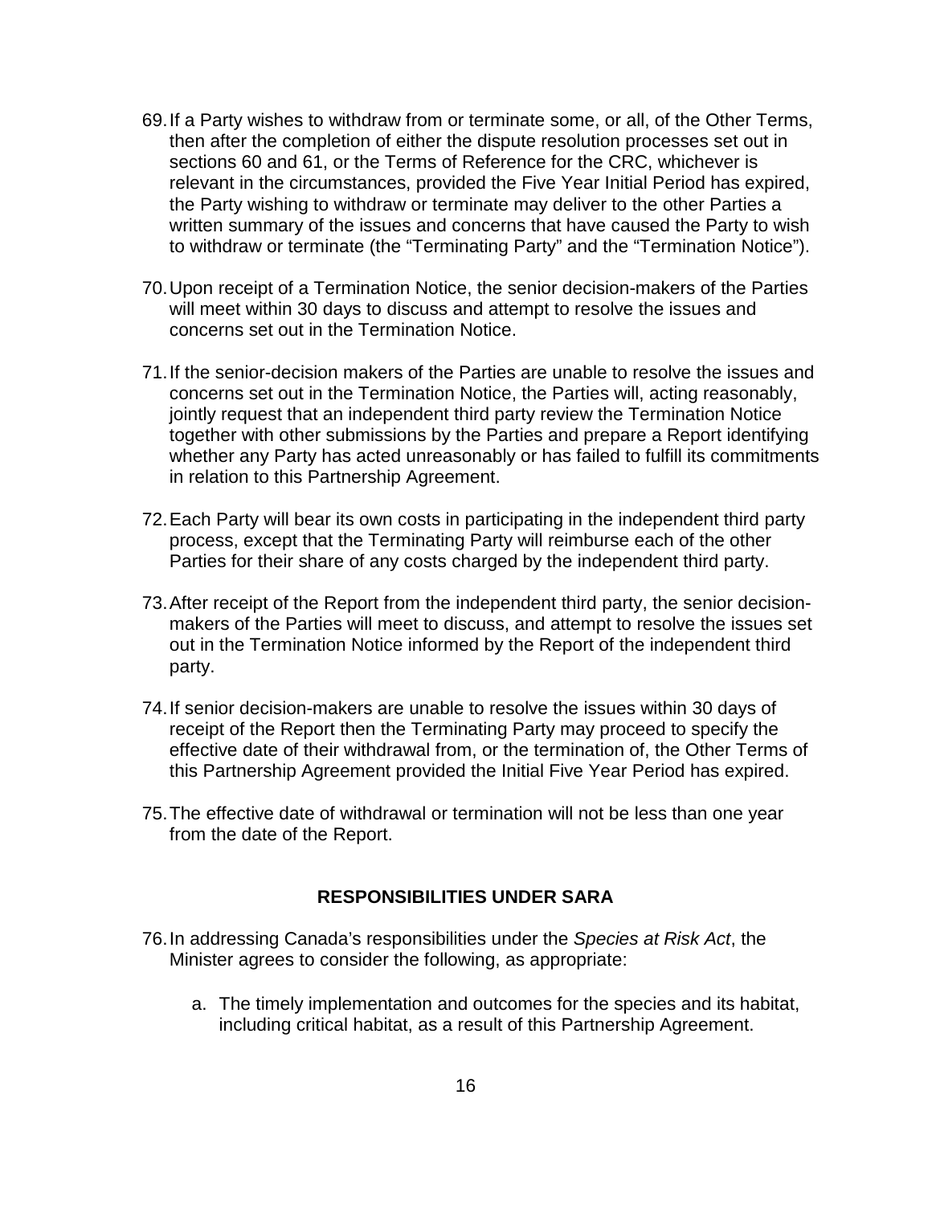69. If a Party wishes to withdraw from or terminate some, or all, of the Other Terms, then after the completion of either the dispute resolution processes set out in sections 60 and 61, or the Terms of Reference for the CRC, whichever is relevant in the circumstances, provided the Five Year Initial Period has expired, the Party wishing to withdraw or terminate may deliver to the other Parties a written summary of the issues and concerns that have caused the Party to wish to withdraw or terminate (the "Terminating Party" and the "Termination Notice").

70. Upon receipt of a Termination Notice, the senior decision-makers of the Parties will meet within 30 days to discuss and attempt to resolve the issues and concerns set out in the Termination Notice.

71. If the senior-decision makers of the Parties are unable to resolve the issues and concerns set out in the Termination Notice, the Parties will, acting reasonably, jointly request that an independent third party review the Termination Notice together with other submissions by the Parties and prepare a Report identifying whether any Party has acted unreasonably or has failed to fulfill its commitments in relation to this Partnership Agreement.

72. Each Party will bear its own costs in participating in the independent third party process, except that the Terminating Party will reimburse each of the other Parties for their share of any costs charged by the independent third party.

73. After receipt of the Report from the independent third party, the senior decision-makers of the Parties will meet to discuss, and attempt to resolve the issues set out in the Termination Notice informed by the Report of the independent third party.

74. If senior decision-makers are unable to resolve the issues within 30 days of receipt of the Report then the Terminating Party may proceed to specify the effective date of their withdrawal from, or the termination of, the Other Terms of this Partnership Agreement provided the Initial Five Year Period has expired.

75. The effective date of withdrawal or termination will not be less than one year from the date of the Report.

## RESPONSIBILITIES UNDER SARA

76. In addressing Canada's responsibilities under the *Species at Risk Act*, the Minister agrees to consider the following, as appropriate:

    a. The timely implementation and outcomes for the species and its habitat, including critical habitat, as a result of this Partnership Agreement.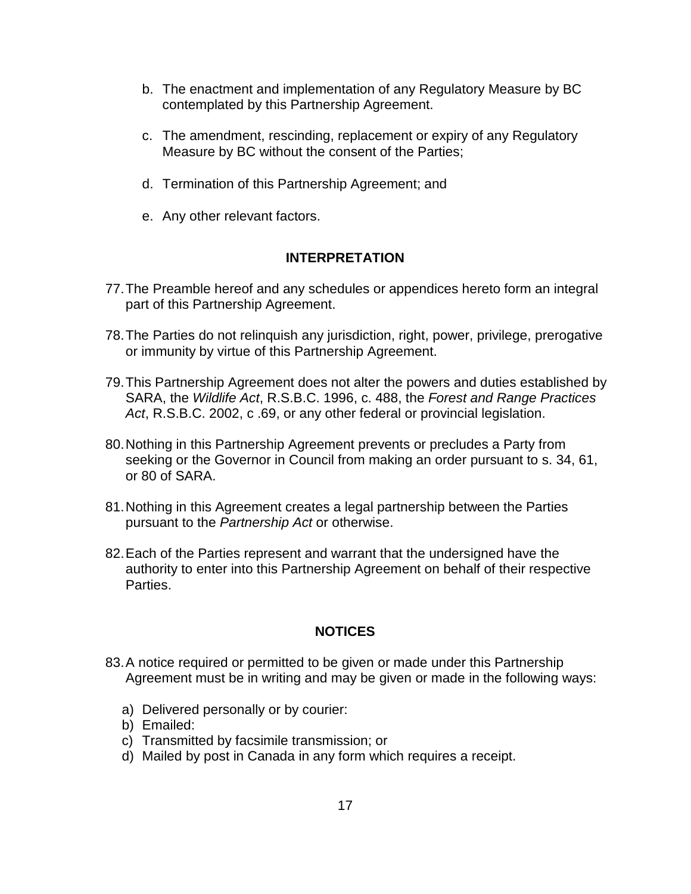b. The enactment and implementation of any Regulatory Measure by BC contemplated by this Partnership Agreement.

c. The amendment, rescinding, replacement or expiry of any Regulatory Measure by BC without the consent of the Parties;

d. Termination of this Partnership Agreement; and

e. Any other relevant factors.

## INTERPRETATION

77. The Preamble hereof and any schedules or appendices hereto form an integral part of this Partnership Agreement.

78. The Parties do not relinquish any jurisdiction, right, power, privilege, prerogative or immunity by virtue of this Partnership Agreement.

79. This Partnership Agreement does not alter the powers and duties established by SARA, the *Wildlife Act*, R.S.B.C. 1996, c. 488, the *Forest and Range Practices Act*, R.S.B.C. 2002, c .69, or any other federal or provincial legislation.

80. Nothing in this Partnership Agreement prevents or precludes a Party from seeking or the Governor in Council from making an order pursuant to s. 34, 61, or 80 of SARA.

81. Nothing in this Agreement creates a legal partnership between the Parties pursuant to the *Partnership Act* or otherwise.

82. Each of the Parties represent and warrant that the undersigned have the authority to enter into this Partnership Agreement on behalf of their respective Parties.

## NOTICES

83. A notice required or permitted to be given or made under this Partnership Agreement must be in writing and may be given or made in the following ways:

   a) Delivered personally or by courier:
   b) Emailed:
   c) Transmitted by facsimile transmission; or
   d) Mailed by post in Canada in any form which requires a receipt.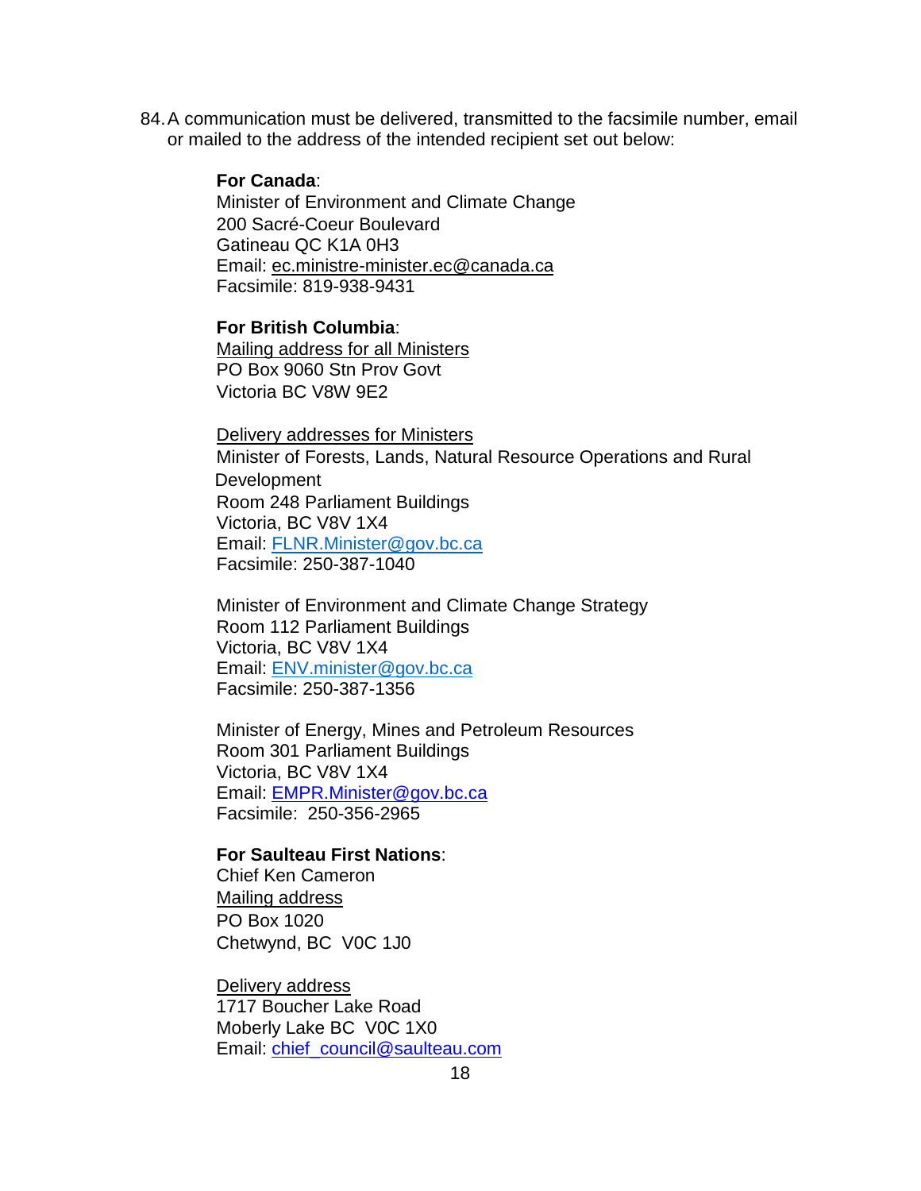84. A communication must be delivered, transmitted to the facsimile number, email or mailed to the address of the intended recipient set out below:

**For Canada**:
Minister of Environment and Climate Change
200 Sacré-Coeur Boulevard
Gatineau QC K1A 0H3
Email: ec.ministre-minister.ec@canada.ca
Facsimile: 819-938-9431

**For British Columbia**:
Mailing address for all Ministers
PO Box 9060 Stn Prov Govt
Victoria BC V8W 9E2

Delivery addresses for Ministers
Minister of Forests, Lands, Natural Resource Operations and Rural Development
Room 248 Parliament Buildings
Victoria, BC V8V 1X4
Email: FLNR.Minister@gov.bc.ca
Facsimile: 250-387-1040

Minister of Environment and Climate Change Strategy
Room 112 Parliament Buildings
Victoria, BC V8V 1X4
Email: ENV.minister@gov.bc.ca
Facsimile: 250-387-1356

Minister of Energy, Mines and Petroleum Resources
Room 301 Parliament Buildings
Victoria, BC V8V 1X4
Email: EMPR.Minister@gov.bc.ca
Facsimile: 250-356-2965

**For Saulteau First Nations**:
Chief Ken Cameron
Mailing address
PO Box 1020
Chetwynd, BC V0C 1J0

Delivery address
1717 Boucher Lake Road
Moberly Lake BC V0C 1X0
Email: chief_council@saulteau.com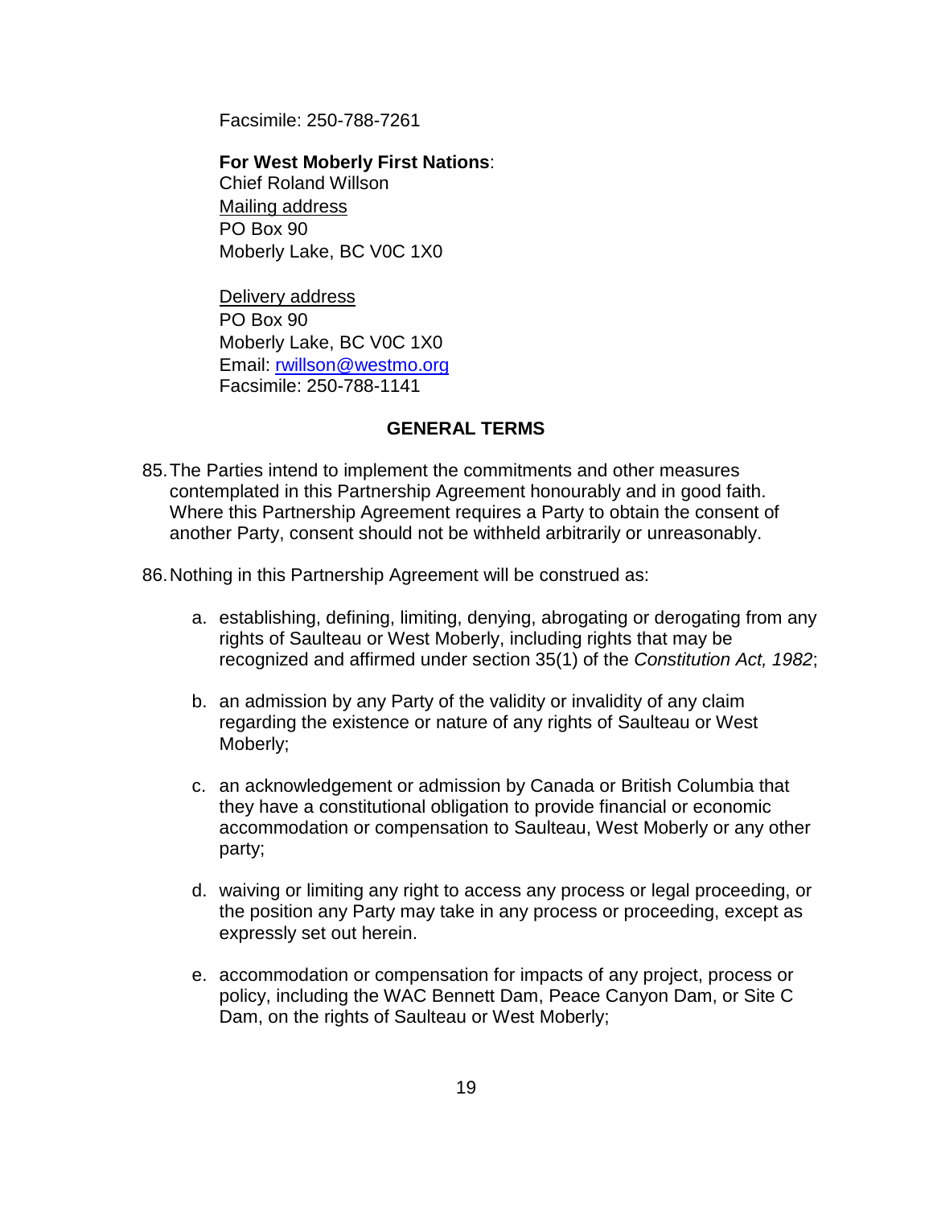Facsimile: 250-788-7261

**For West Moberly First Nations**:
Chief Roland Willson
Mailing address
PO Box 90
Moberly Lake, BC V0C 1X0

Delivery address
PO Box 90
Moberly Lake, BC V0C 1X0
Email: rwillson@westmo.org
Facsimile: 250-788-1141

**GENERAL TERMS**

85. The Parties intend to implement the commitments and other measures contemplated in this Partnership Agreement honourably and in good faith. Where this Partnership Agreement requires a Party to obtain the consent of another Party, consent should not be withheld arbitrarily or unreasonably.

86. Nothing in this Partnership Agreement will be construed as:

   a. establishing, defining, limiting, denying, abrogating or derogating from any rights of Saulteau or West Moberly, including rights that may be recognized and affirmed under section 35(1) of the *Constitution Act, 1982*;

   b. an admission by any Party of the validity or invalidity of any claim regarding the existence or nature of any rights of Saulteau or West Moberly;

   c. an acknowledgement or admission by Canada or British Columbia that they have a constitutional obligation to provide financial or economic accommodation or compensation to Saulteau, West Moberly or any other party;

   d. waiving or limiting any right to access any process or legal proceeding, or the position any Party may take in any process or proceeding, except as expressly set out herein.

   e. accommodation or compensation for impacts of any project, process or policy, including the WAC Bennett Dam, Peace Canyon Dam, or Site C Dam, on the rights of Saulteau or West Moberly;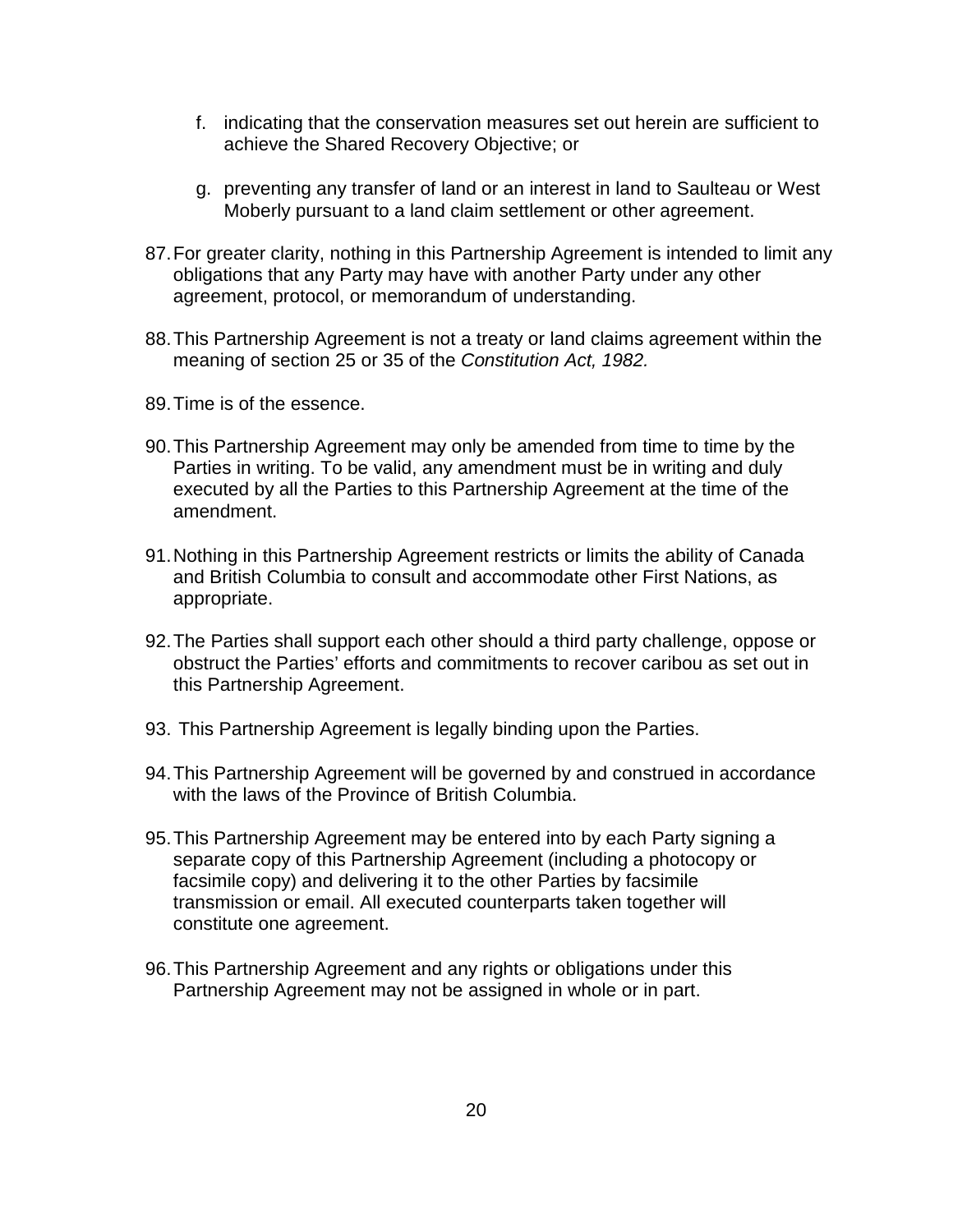f. indicating that the conservation measures set out herein are sufficient to achieve the Shared Recovery Objective; or

g. preventing any transfer of land or an interest in land to Saulteau or West Moberly pursuant to a land claim settlement or other agreement.

87. For greater clarity, nothing in this Partnership Agreement is intended to limit any obligations that any Party may have with another Party under any other agreement, protocol, or memorandum of understanding.

88. This Partnership Agreement is not a treaty or land claims agreement within the meaning of section 25 or 35 of the *Constitution Act, 1982.*

89. Time is of the essence.

90. This Partnership Agreement may only be amended from time to time by the Parties in writing. To be valid, any amendment must be in writing and duly executed by all the Parties to this Partnership Agreement at the time of the amendment.

91. Nothing in this Partnership Agreement restricts or limits the ability of Canada and British Columbia to consult and accommodate other First Nations, as appropriate.

92. The Parties shall support each other should a third party challenge, oppose or obstruct the Parties' efforts and commitments to recover caribou as set out in this Partnership Agreement.

93. This Partnership Agreement is legally binding upon the Parties.

94. This Partnership Agreement will be governed by and construed in accordance with the laws of the Province of British Columbia.

95. This Partnership Agreement may be entered into by each Party signing a separate copy of this Partnership Agreement (including a photocopy or facsimile copy) and delivering it to the other Parties by facsimile transmission or email. All executed counterparts taken together will constitute one agreement.

96. This Partnership Agreement and any rights or obligations under this Partnership Agreement may not be assigned in whole or in part.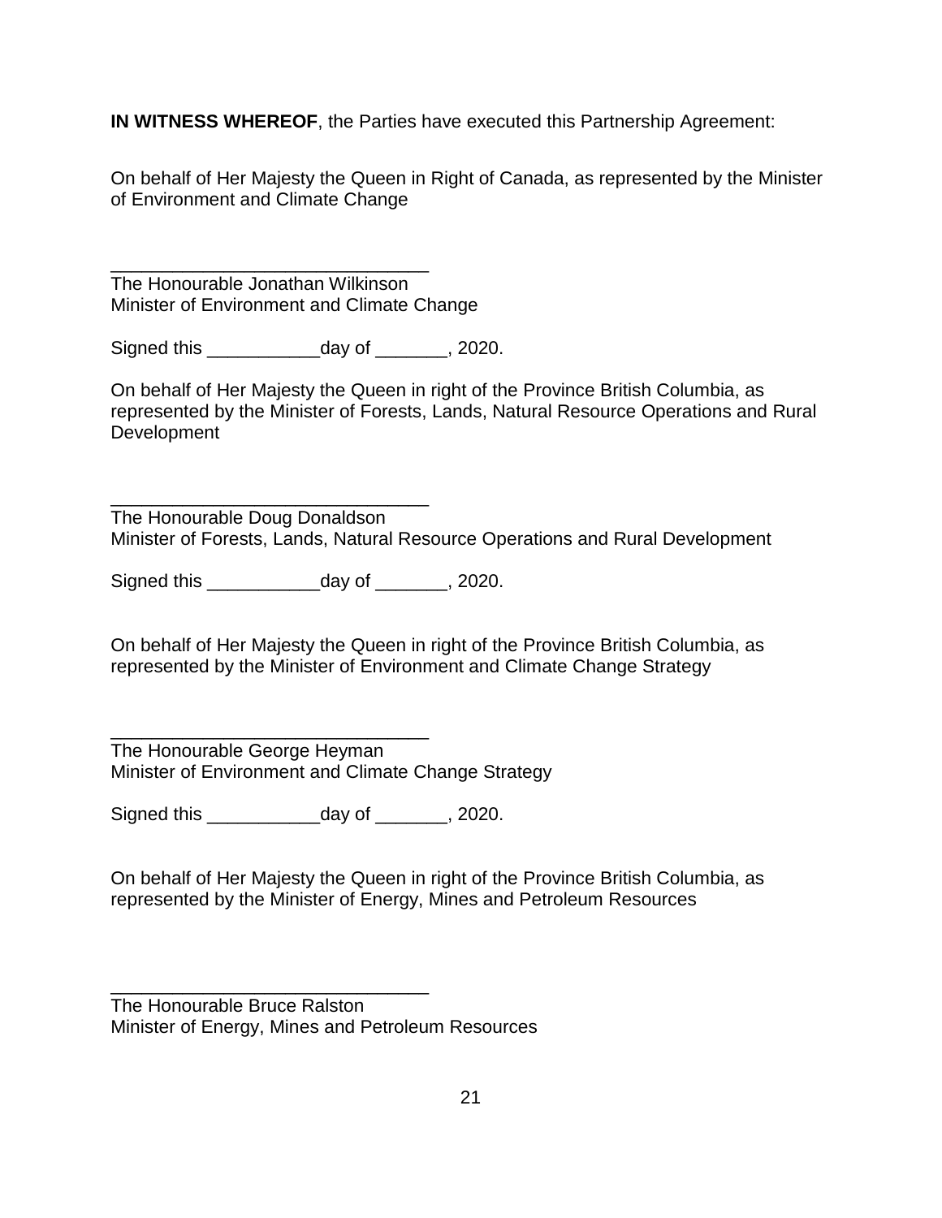**IN WITNESS WHEREOF**, the Parties have executed this Partnership Agreement:

On behalf of Her Majesty the Queen in Right of Canada, as represented by the Minister of Environment and Climate Change

\_\_\_\_\_\_\_\_\_\_\_\_\_\_\_\_\_\_\_\_\_\_\_\_\_\_\_\_\_\_\_\_
The Honourable Jonathan Wilkinson
Minister of Environment and Climate Change

Signed this \_\_\_\_\_\_\_\_\_\_\_day of \_\_\_\_\_\_\_, 2020.

On behalf of Her Majesty the Queen in right of the Province British Columbia, as represented by the Minister of Forests, Lands, Natural Resource Operations and Rural Development

\_\_\_\_\_\_\_\_\_\_\_\_\_\_\_\_\_\_\_\_\_\_\_\_\_\_\_\_\_\_\_\_
The Honourable Doug Donaldson
Minister of Forests, Lands, Natural Resource Operations and Rural Development

Signed this \_\_\_\_\_\_\_\_\_\_\_day of \_\_\_\_\_\_\_, 2020.

On behalf of Her Majesty the Queen in right of the Province British Columbia, as represented by the Minister of Environment and Climate Change Strategy

\_\_\_\_\_\_\_\_\_\_\_\_\_\_\_\_\_\_\_\_\_\_\_\_\_\_\_\_\_\_\_\_
The Honourable George Heyman
Minister of Environment and Climate Change Strategy

Signed this \_\_\_\_\_\_\_\_\_\_\_day of \_\_\_\_\_\_\_, 2020.

On behalf of Her Majesty the Queen in right of the Province British Columbia, as represented by the Minister of Energy, Mines and Petroleum Resources

\_\_\_\_\_\_\_\_\_\_\_\_\_\_\_\_\_\_\_\_\_\_\_\_\_\_\_\_\_\_\_\_
The Honourable Bruce Ralston
Minister of Energy, Mines and Petroleum Resources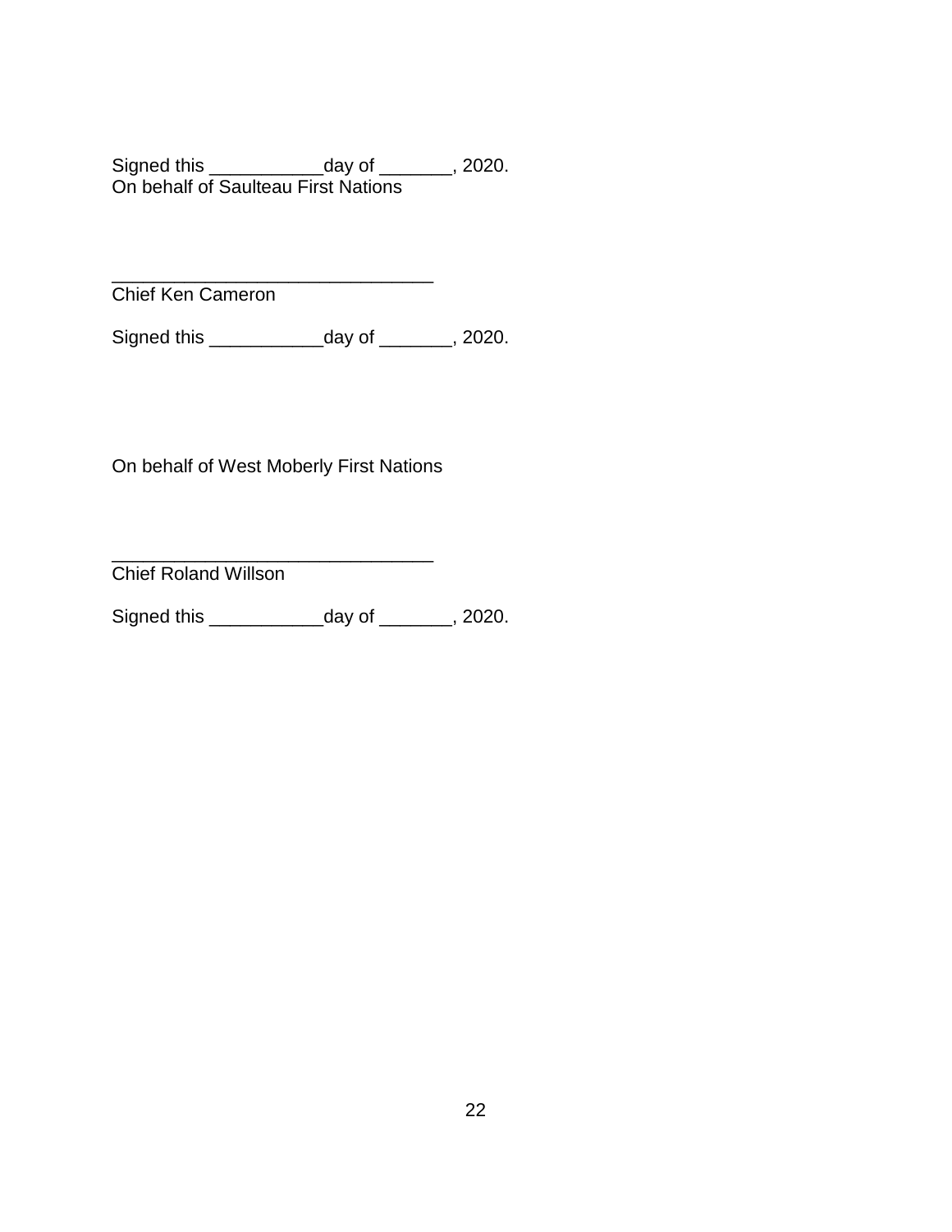Signed this ___________day of _______, 2020.
On behalf of Saulteau First Nations

_______________________________
Chief Ken Cameron

Signed this ___________day of _______, 2020.

On behalf of West Moberly First Nations

_______________________________
Chief Roland Willson

Signed this ___________day of _______, 2020.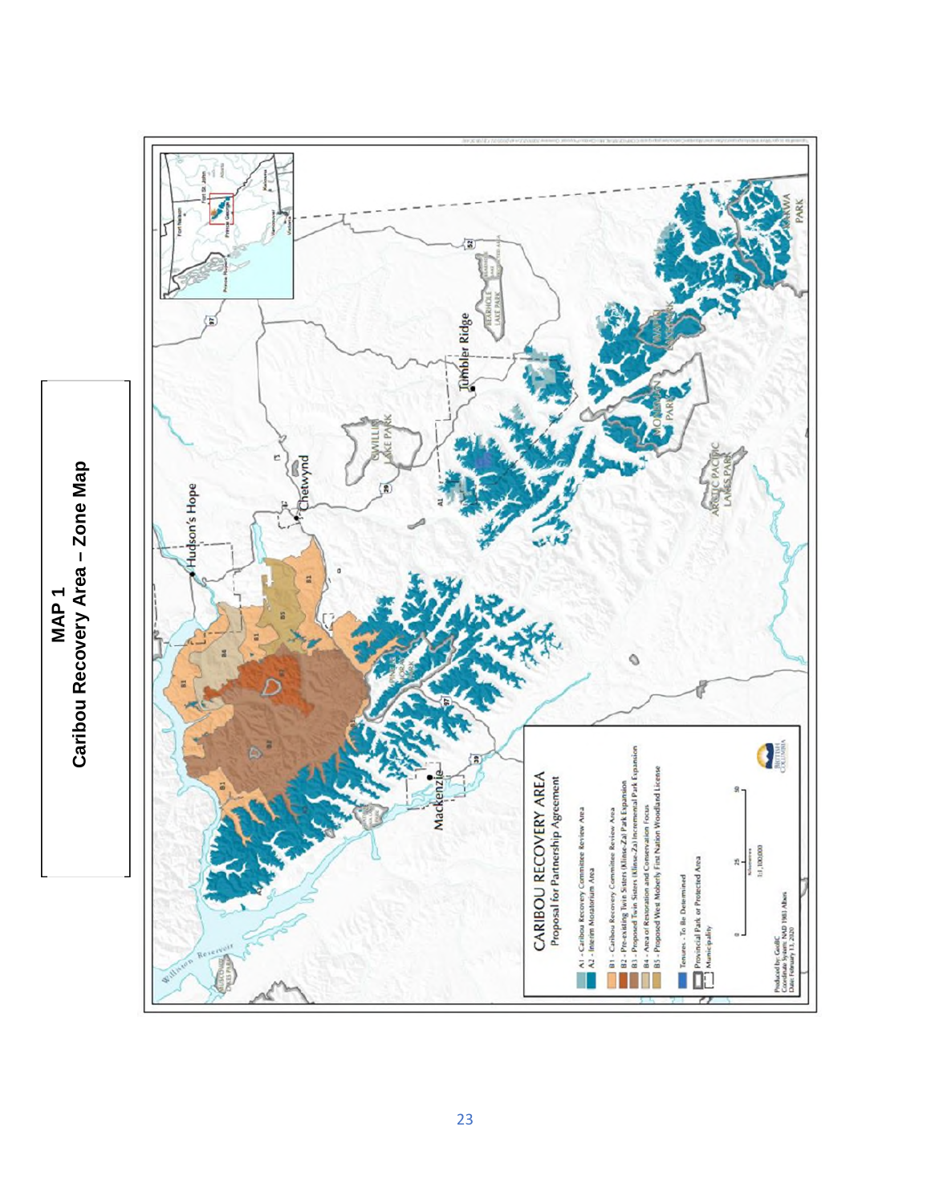# MAP 1
## Caribou Recovery Area – Zone Map

CARIBOU RECOVERY AREA

Proposal for Partnership Agreement

- A1 - Caribou Recovery Committee Review Area
- A2 - Interim Moratorium Area
- B1 - Caribou Recovery Committee Review Area
- B2 - Pre-existing Twin Sisters (Klinse-Za) Park Expansion
- B3 - Proposed Twin Sisters (Klinse-Za) Incremental Park Expansion
- B4 - Area of Restoration and Conservation Focus
- B5 - Proposed West Moberly First Nation Woodland License
- Tenures - To Be Determined
- Provincial Park or Protected Area
- Municipality

Produced by: GeoBC
Coordinate System: NAD 1983 Albers
Date: February 13, 2020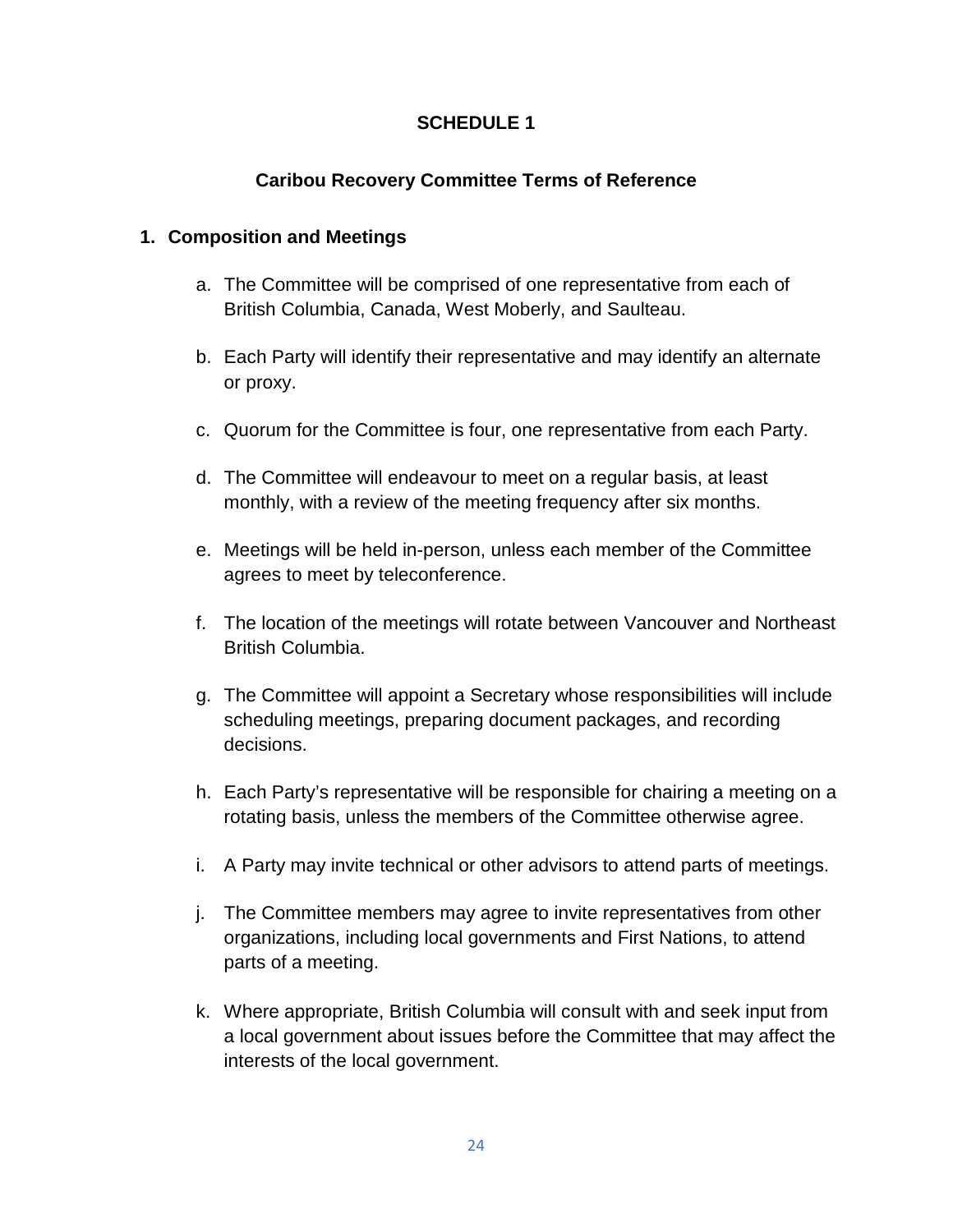# SCHEDULE 1

## Caribou Recovery Committee Terms of Reference

### 1. Composition and Meetings

a. The Committee will be comprised of one representative from each of British Columbia, Canada, West Moberly, and Saulteau.

b. Each Party will identify their representative and may identify an alternate or proxy.

c. Quorum for the Committee is four, one representative from each Party.

d. The Committee will endeavour to meet on a regular basis, at least monthly, with a review of the meeting frequency after six months.

e. Meetings will be held in-person, unless each member of the Committee agrees to meet by teleconference.

f. The location of the meetings will rotate between Vancouver and Northeast British Columbia.

g. The Committee will appoint a Secretary whose responsibilities will include scheduling meetings, preparing document packages, and recording decisions.

h. Each Party's representative will be responsible for chairing a meeting on a rotating basis, unless the members of the Committee otherwise agree.

i. A Party may invite technical or other advisors to attend parts of meetings.

j. The Committee members may agree to invite representatives from other organizations, including local governments and First Nations, to attend parts of a meeting.

k. Where appropriate, British Columbia will consult with and seek input from a local government about issues before the Committee that may affect the interests of the local government.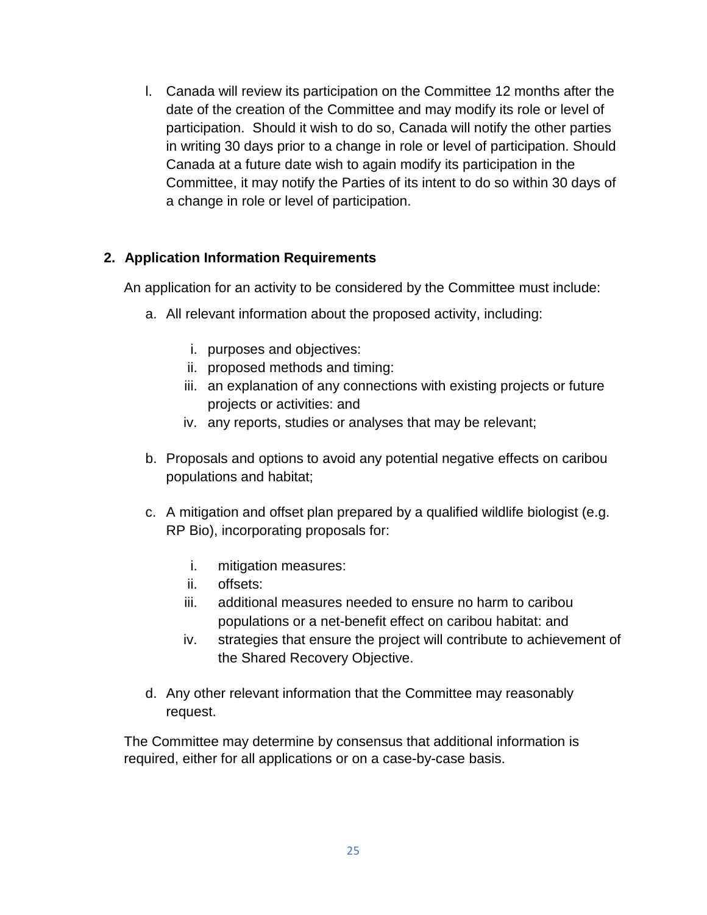l. Canada will review its participation on the Committee 12 months after the date of the creation of the Committee and may modify its role or level of participation. Should it wish to do so, Canada will notify the other parties in writing 30 days prior to a change in role or level of participation. Should Canada at a future date wish to again modify its participation in the Committee, it may notify the Parties of its intent to do so within 30 days of a change in role or level of participation.

**2. Application Information Requirements**

An application for an activity to be considered by the Committee must include:

a. All relevant information about the proposed activity, including:

   i. purposes and objectives:
   ii. proposed methods and timing:
   iii. an explanation of any connections with existing projects or future projects or activities: and
   iv. any reports, studies or analyses that may be relevant;

b. Proposals and options to avoid any potential negative effects on caribou populations and habitat;

c. A mitigation and offset plan prepared by a qualified wildlife biologist (e.g. RP Bio), incorporating proposals for:

   i. mitigation measures:
   ii. offsets:
   iii. additional measures needed to ensure no harm to caribou populations or a net-benefit effect on caribou habitat: and
   iv. strategies that ensure the project will contribute to achievement of the Shared Recovery Objective.

d. Any other relevant information that the Committee may reasonably request.

The Committee may determine by consensus that additional information is required, either for all applications or on a case-by-case basis.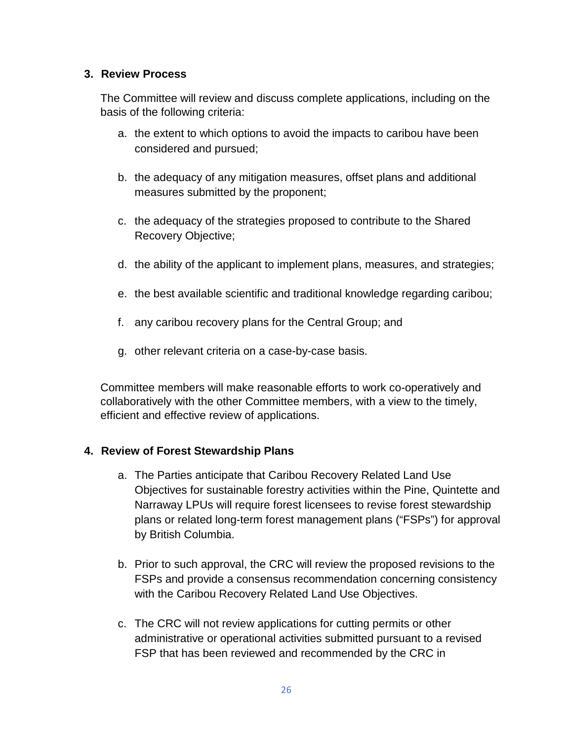3. **Review Process**

   The Committee will review and discuss complete applications, including on the basis of the following criteria:

   a. the extent to which options to avoid the impacts to caribou have been considered and pursued;

   b. the adequacy of any mitigation measures, offset plans and additional measures submitted by the proponent;

   c. the adequacy of the strategies proposed to contribute to the Shared Recovery Objective;

   d. the ability of the applicant to implement plans, measures, and strategies;

   e. the best available scientific and traditional knowledge regarding caribou;

   f. any caribou recovery plans for the Central Group; and

   g. other relevant criteria on a case-by-case basis.

   Committee members will make reasonable efforts to work co-operatively and collaboratively with the other Committee members, with a view to the timely, efficient and effective review of applications.

4. **Review of Forest Stewardship Plans**

   a. The Parties anticipate that Caribou Recovery Related Land Use Objectives for sustainable forestry activities within the Pine, Quintette and Narraway LPUs will require forest licensees to revise forest stewardship plans or related long-term forest management plans ("FSPs") for approval by British Columbia.

   b. Prior to such approval, the CRC will review the proposed revisions to the FSPs and provide a consensus recommendation concerning consistency with the Caribou Recovery Related Land Use Objectives.

   c. The CRC will not review applications for cutting permits or other administrative or operational activities submitted pursuant to a revised FSP that has been reviewed and recommended by the CRC in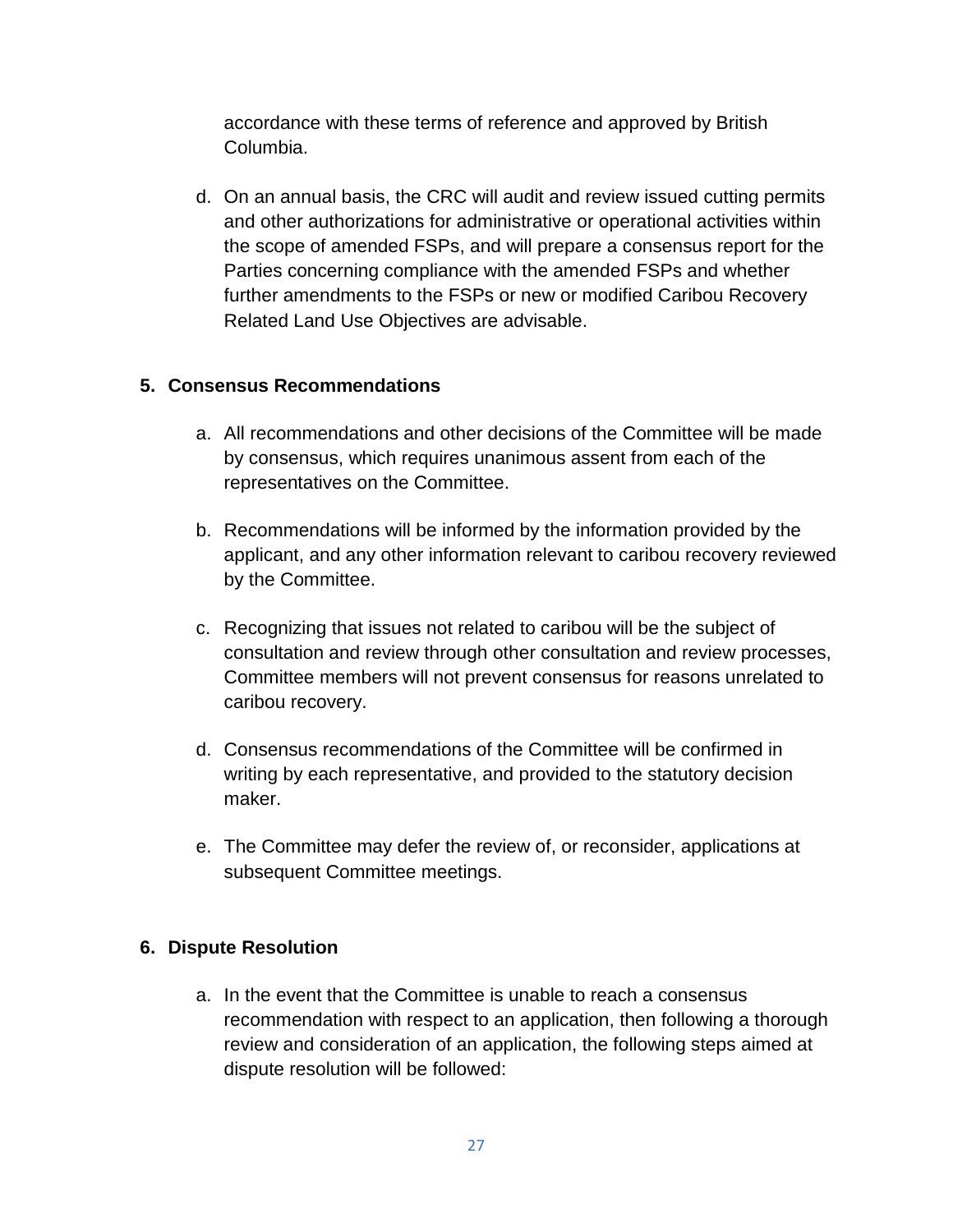accordance with these terms of reference and approved by British Columbia.

d. On an annual basis, the CRC will audit and review issued cutting permits and other authorizations for administrative or operational activities within the scope of amended FSPs, and will prepare a consensus report for the Parties concerning compliance with the amended FSPs and whether further amendments to the FSPs or new or modified Caribou Recovery Related Land Use Objectives are advisable.

## 5. Consensus Recommendations

a. All recommendations and other decisions of the Committee will be made by consensus, which requires unanimous assent from each of the representatives on the Committee.

b. Recommendations will be informed by the information provided by the applicant, and any other information relevant to caribou recovery reviewed by the Committee.

c. Recognizing that issues not related to caribou will be the subject of consultation and review through other consultation and review processes, Committee members will not prevent consensus for reasons unrelated to caribou recovery.

d. Consensus recommendations of the Committee will be confirmed in writing by each representative, and provided to the statutory decision maker.

e. The Committee may defer the review of, or reconsider, applications at subsequent Committee meetings.

## 6. Dispute Resolution

a. In the event that the Committee is unable to reach a consensus recommendation with respect to an application, then following a thorough review and consideration of an application, the following steps aimed at dispute resolution will be followed: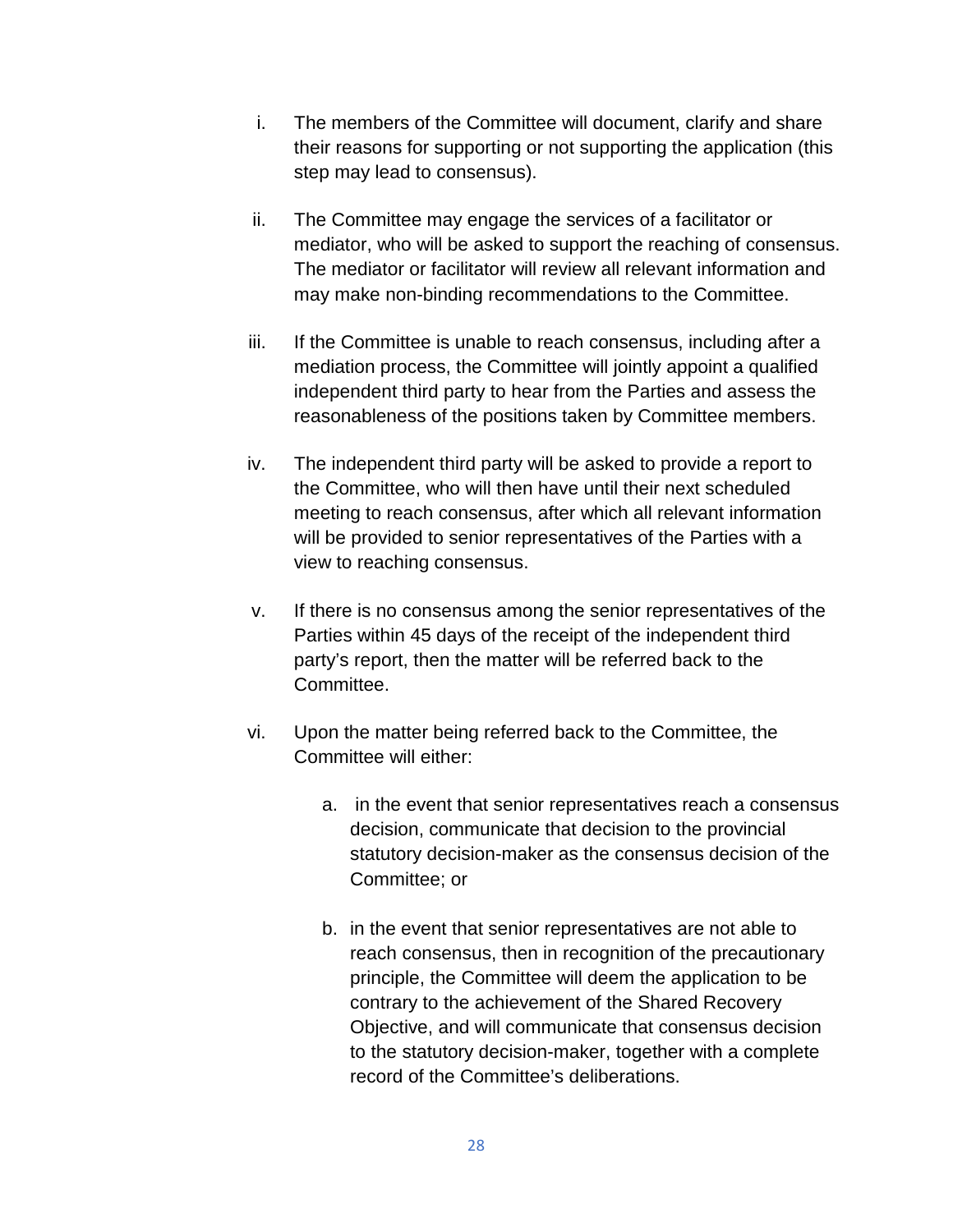i. The members of the Committee will document, clarify and share their reasons for supporting or not supporting the application (this step may lead to consensus).

ii. The Committee may engage the services of a facilitator or mediator, who will be asked to support the reaching of consensus. The mediator or facilitator will review all relevant information and may make non-binding recommendations to the Committee.

iii. If the Committee is unable to reach consensus, including after a mediation process, the Committee will jointly appoint a qualified independent third party to hear from the Parties and assess the reasonableness of the positions taken by Committee members.

iv. The independent third party will be asked to provide a report to the Committee, who will then have until their next scheduled meeting to reach consensus, after which all relevant information will be provided to senior representatives of the Parties with a view to reaching consensus.

v. If there is no consensus among the senior representatives of the Parties within 45 days of the receipt of the independent third party's report, then the matter will be referred back to the Committee.

vi. Upon the matter being referred back to the Committee, the Committee will either:

   a. in the event that senior representatives reach a consensus decision, communicate that decision to the provincial statutory decision-maker as the consensus decision of the Committee; or

   b. in the event that senior representatives are not able to reach consensus, then in recognition of the precautionary principle, the Committee will deem the application to be contrary to the achievement of the Shared Recovery Objective, and will communicate that consensus decision to the statutory decision-maker, together with a complete record of the Committee's deliberations.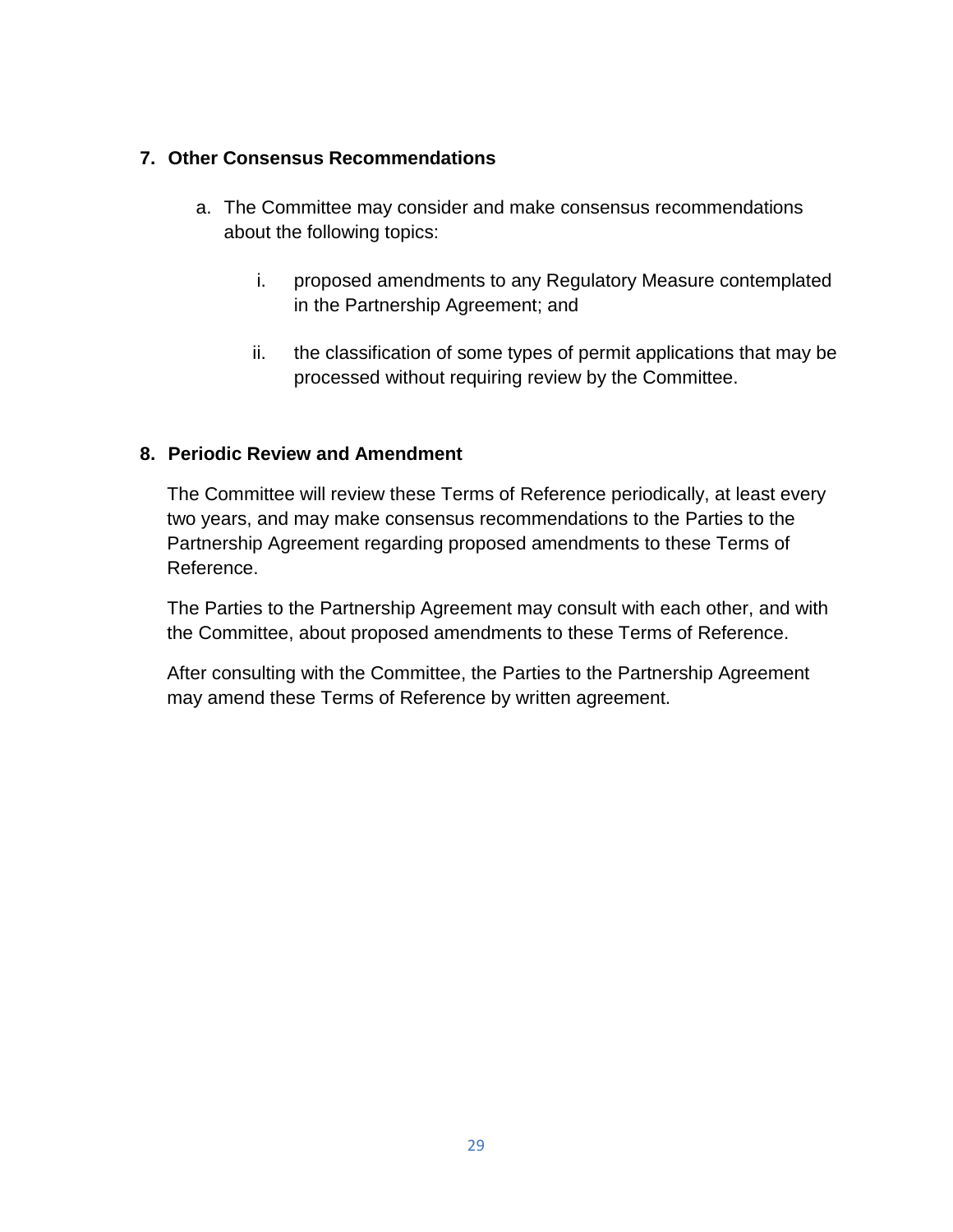## 7. Other Consensus Recommendations

a. The Committee may consider and make consensus recommendations about the following topics:

   i. proposed amendments to any Regulatory Measure contemplated in the Partnership Agreement; and

   ii. the classification of some types of permit applications that may be processed without requiring review by the Committee.

## 8. Periodic Review and Amendment

The Committee will review these Terms of Reference periodically, at least every two years, and may make consensus recommendations to the Parties to the Partnership Agreement regarding proposed amendments to these Terms of Reference.

The Parties to the Partnership Agreement may consult with each other, and with the Committee, about proposed amendments to these Terms of Reference.

After consulting with the Committee, the Parties to the Partnership Agreement may amend these Terms of Reference by written agreement.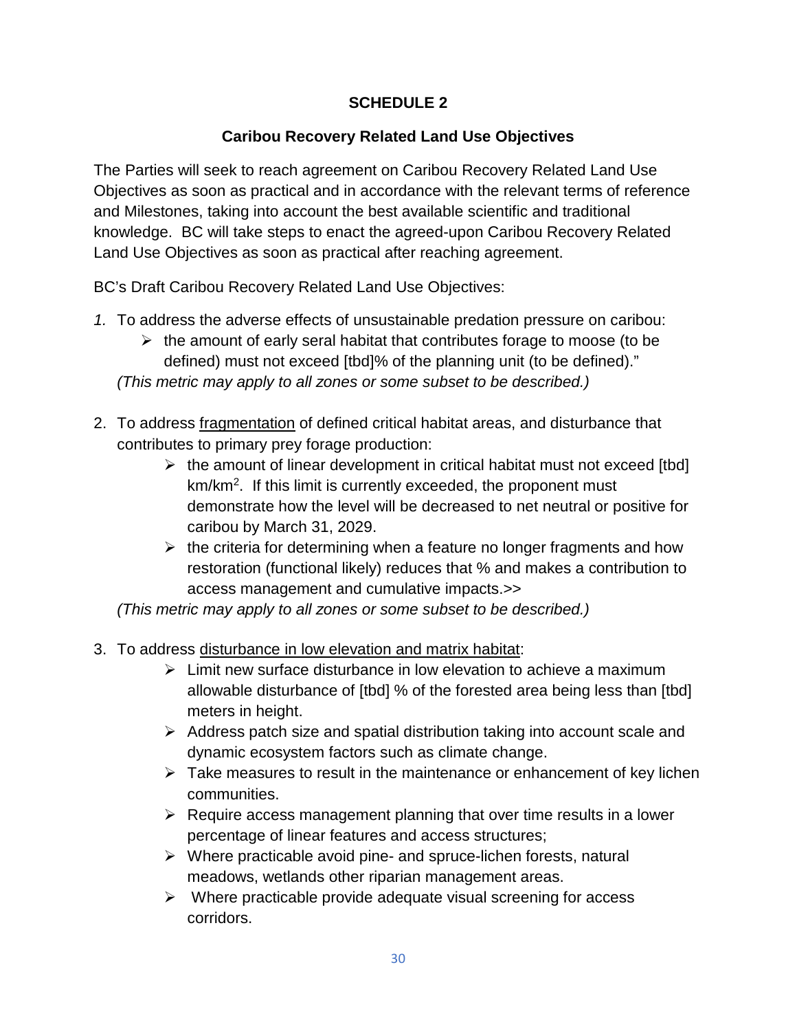## SCHEDULE 2

### Caribou Recovery Related Land Use Objectives

The Parties will seek to reach agreement on Caribou Recovery Related Land Use Objectives as soon as practical and in accordance with the relevant terms of reference and Milestones, taking into account the best available scientific and traditional knowledge. BC will take steps to enact the agreed-upon Caribou Recovery Related Land Use Objectives as soon as practical after reaching agreement.

BC's Draft Caribou Recovery Related Land Use Objectives:

1. To address the adverse effects of unsustainable predation pressure on caribou:
   - the amount of early seral habitat that contributes forage to moose (to be defined) must not exceed [tbd]% of the planning unit (to be defined)."

   *(This metric may apply to all zones or some subset to be described.)*

2. To address fragmentation of defined critical habitat areas, and disturbance that contributes to primary prey forage production:
   - the amount of linear development in critical habitat must not exceed [tbd] km/km$^2$. If this limit is currently exceeded, the proponent must demonstrate how the level will be decreased to net neutral or positive for caribou by March 31, 2029.
   - the criteria for determining when a feature no longer fragments and how restoration (functional likely) reduces that % and makes a contribution to access management and cumulative impacts.>>

   *(This metric may apply to all zones or some subset to be described.)*

3. To address disturbance in low elevation and matrix habitat:
   - Limit new surface disturbance in low elevation to achieve a maximum allowable disturbance of [tbd] % of the forested area being less than [tbd] meters in height.
   - Address patch size and spatial distribution taking into account scale and dynamic ecosystem factors such as climate change.
   - Take measures to result in the maintenance or enhancement of key lichen communities.
   - Require access management planning that over time results in a lower percentage of linear features and access structures;
   - Where practicable avoid pine- and spruce-lichen forests, natural meadows, wetlands other riparian management areas.
   - Where practicable provide adequate visual screening for access corridors.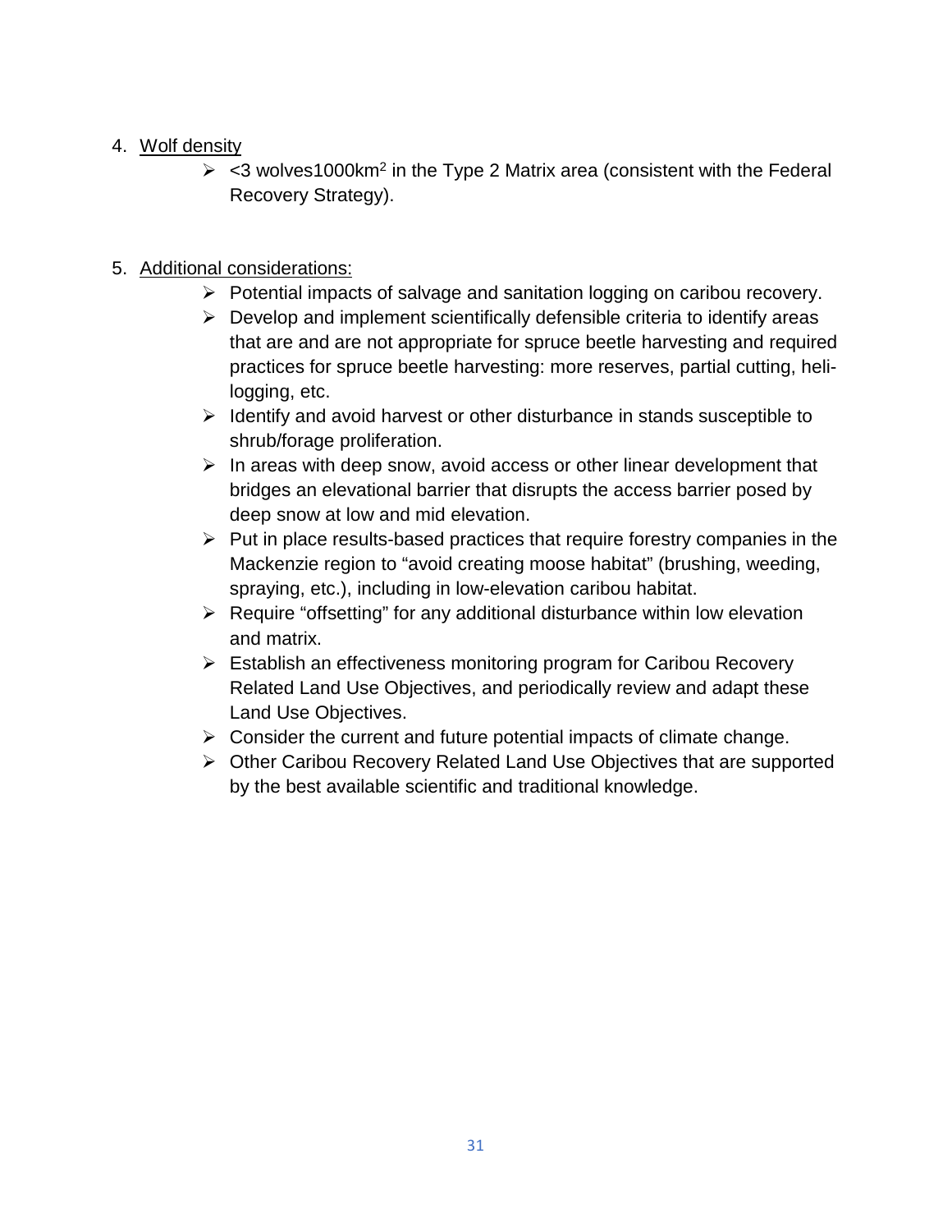4. <u>Wolf density</u>
    - <3 wolves1000km$^2$ in the Type 2 Matrix area (consistent with the Federal Recovery Strategy).

5. <u>Additional considerations:</u>
    - Potential impacts of salvage and sanitation logging on caribou recovery.
    - Develop and implement scientifically defensible criteria to identify areas that are and are not appropriate for spruce beetle harvesting and required practices for spruce beetle harvesting: more reserves, partial cutting, heli-logging, etc.
    - Identify and avoid harvest or other disturbance in stands susceptible to shrub/forage proliferation.
    - In areas with deep snow, avoid access or other linear development that bridges an elevational barrier that disrupts the access barrier posed by deep snow at low and mid elevation.
    - Put in place results-based practices that require forestry companies in the Mackenzie region to "avoid creating moose habitat" (brushing, weeding, spraying, etc.), including in low-elevation caribou habitat.
    - Require "offsetting" for any additional disturbance within low elevation and matrix.
    - Establish an effectiveness monitoring program for Caribou Recovery Related Land Use Objectives, and periodically review and adapt these Land Use Objectives.
    - Consider the current and future potential impacts of climate change.
    - Other Caribou Recovery Related Land Use Objectives that are supported by the best available scientific and traditional knowledge.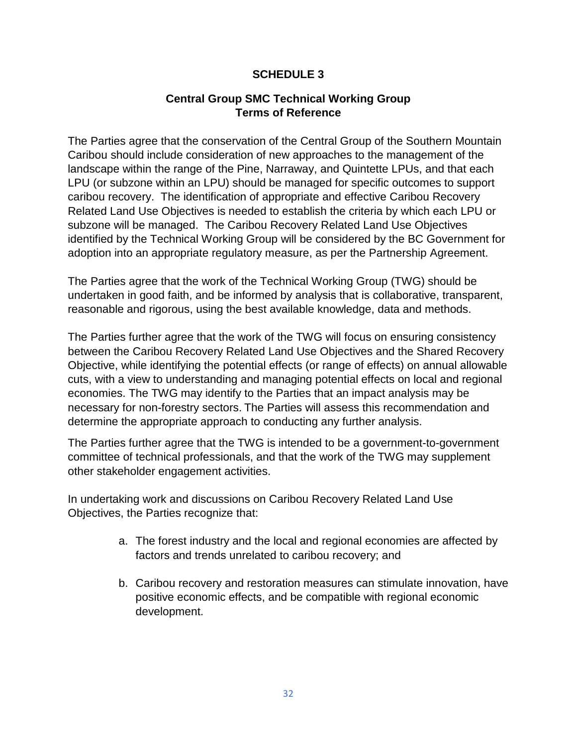# SCHEDULE 3

## Central Group SMC Technical Working Group Terms of Reference

The Parties agree that the conservation of the Central Group of the Southern Mountain Caribou should include consideration of new approaches to the management of the landscape within the range of the Pine, Narraway, and Quintette LPUs, and that each LPU (or subzone within an LPU) should be managed for specific outcomes to support caribou recovery. The identification of appropriate and effective Caribou Recovery Related Land Use Objectives is needed to establish the criteria by which each LPU or subzone will be managed. The Caribou Recovery Related Land Use Objectives identified by the Technical Working Group will be considered by the BC Government for adoption into an appropriate regulatory measure, as per the Partnership Agreement.

The Parties agree that the work of the Technical Working Group (TWG) should be undertaken in good faith, and be informed by analysis that is collaborative, transparent, reasonable and rigorous, using the best available knowledge, data and methods.

The Parties further agree that the work of the TWG will focus on ensuring consistency between the Caribou Recovery Related Land Use Objectives and the Shared Recovery Objective, while identifying the potential effects (or range of effects) on annual allowable cuts, with a view to understanding and managing potential effects on local and regional economies. The TWG may identify to the Parties that an impact analysis may be necessary for non-forestry sectors. The Parties will assess this recommendation and determine the appropriate approach to conducting any further analysis.

The Parties further agree that the TWG is intended to be a government-to-government committee of technical professionals, and that the work of the TWG may supplement other stakeholder engagement activities.

In undertaking work and discussions on Caribou Recovery Related Land Use Objectives, the Parties recognize that:

a. The forest industry and the local and regional economies are affected by factors and trends unrelated to caribou recovery; and

b. Caribou recovery and restoration measures can stimulate innovation, have positive economic effects, and be compatible with regional economic development.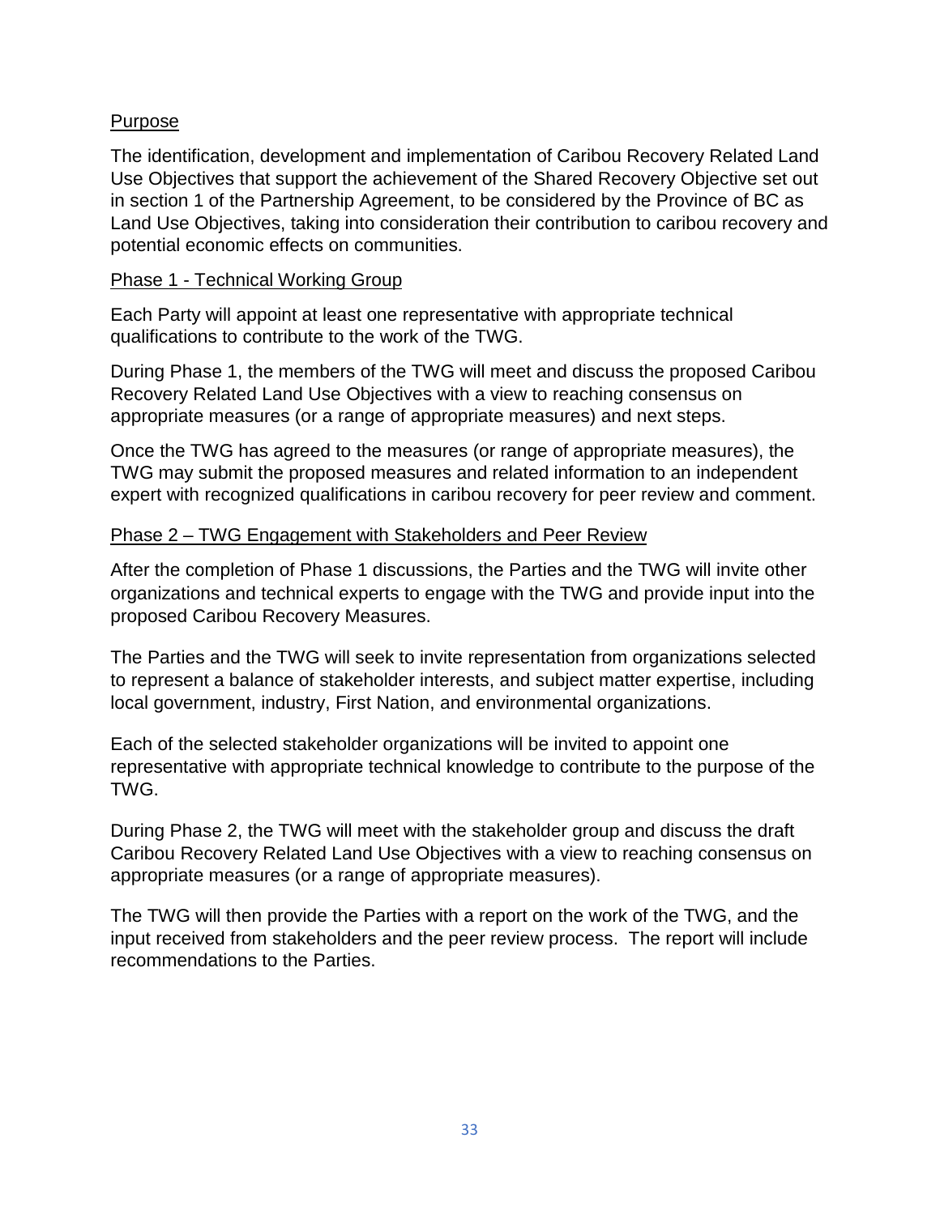Purpose

The identification, development and implementation of Caribou Recovery Related Land Use Objectives that support the achievement of the Shared Recovery Objective set out in section 1 of the Partnership Agreement, to be considered by the Province of BC as Land Use Objectives, taking into consideration their contribution to caribou recovery and potential economic effects on communities.

Phase 1 - Technical Working Group

Each Party will appoint at least one representative with appropriate technical qualifications to contribute to the work of the TWG.

During Phase 1, the members of the TWG will meet and discuss the proposed Caribou Recovery Related Land Use Objectives with a view to reaching consensus on appropriate measures (or a range of appropriate measures) and next steps.

Once the TWG has agreed to the measures (or range of appropriate measures), the TWG may submit the proposed measures and related information to an independent expert with recognized qualifications in caribou recovery for peer review and comment.

Phase 2 – TWG Engagement with Stakeholders and Peer Review

After the completion of Phase 1 discussions, the Parties and the TWG will invite other organizations and technical experts to engage with the TWG and provide input into the proposed Caribou Recovery Measures.

The Parties and the TWG will seek to invite representation from organizations selected to represent a balance of stakeholder interests, and subject matter expertise, including local government, industry, First Nation, and environmental organizations.

Each of the selected stakeholder organizations will be invited to appoint one representative with appropriate technical knowledge to contribute to the purpose of the TWG.

During Phase 2, the TWG will meet with the stakeholder group and discuss the draft Caribou Recovery Related Land Use Objectives with a view to reaching consensus on appropriate measures (or a range of appropriate measures).

The TWG will then provide the Parties with a report on the work of the TWG, and the input received from stakeholders and the peer review process. The report will include recommendations to the Parties.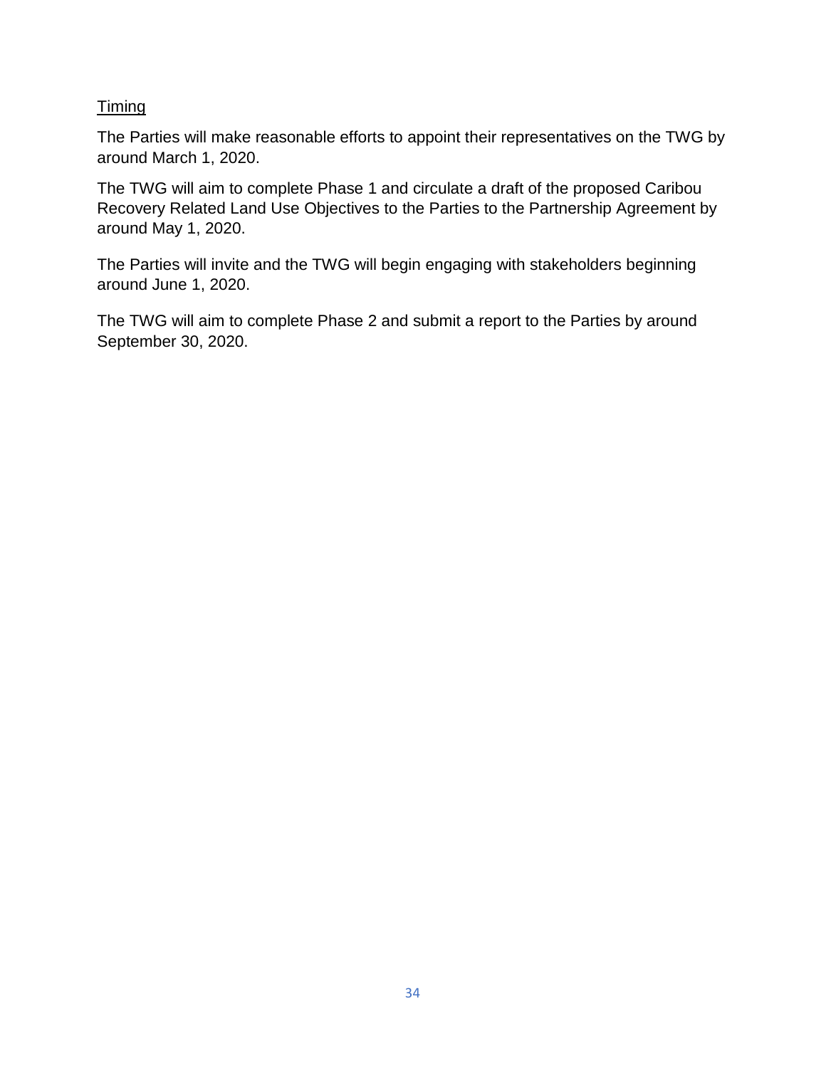Timing

The Parties will make reasonable efforts to appoint their representatives on the TWG by around March 1, 2020.

The TWG will aim to complete Phase 1 and circulate a draft of the proposed Caribou Recovery Related Land Use Objectives to the Parties to the Partnership Agreement by around May 1, 2020.

The Parties will invite and the TWG will begin engaging with stakeholders beginning around June 1, 2020.

The TWG will aim to complete Phase 2 and submit a report to the Parties by around September 30, 2020.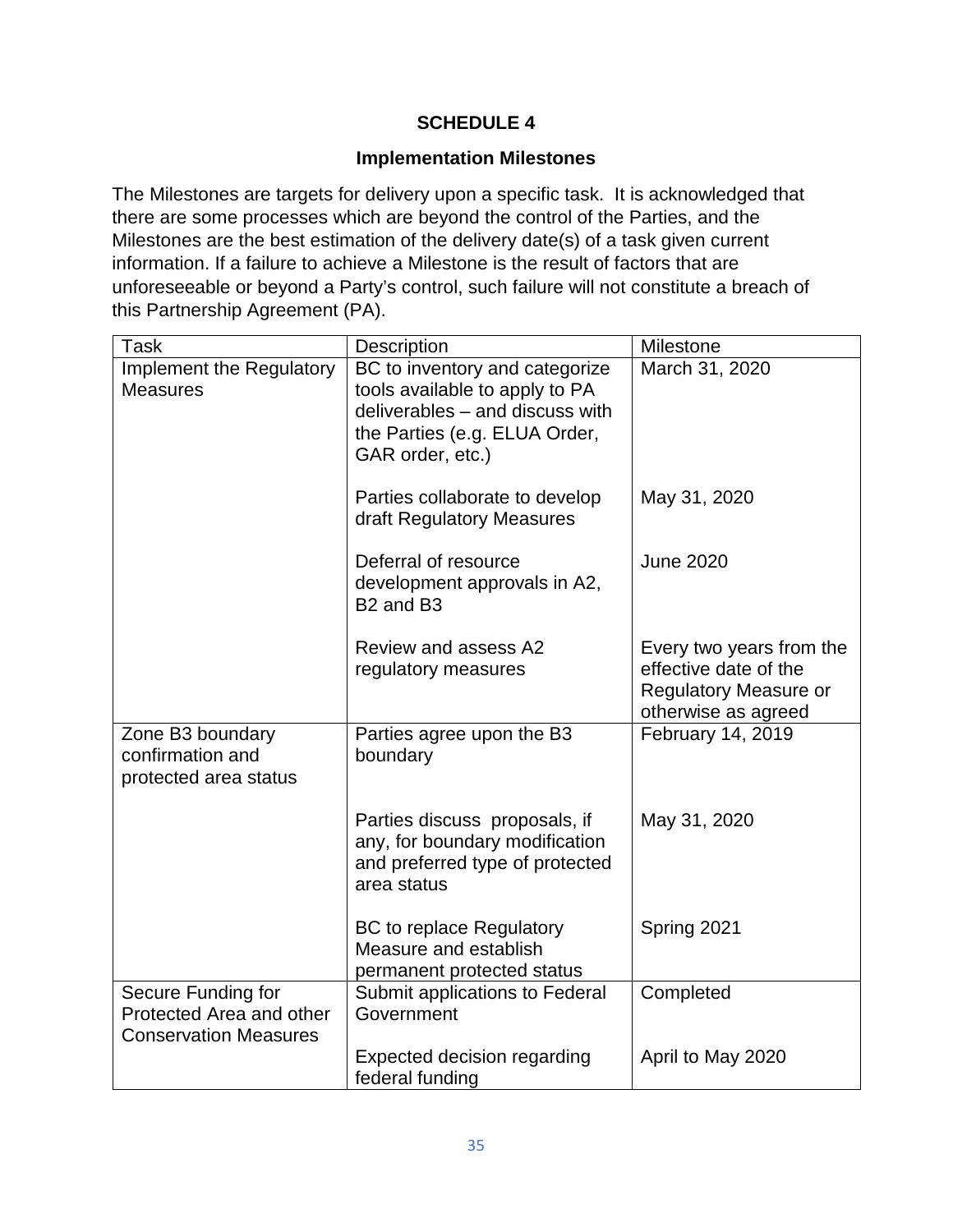# SCHEDULE 4

## Implementation Milestones

The Milestones are targets for delivery upon a specific task. It is acknowledged that there are some processes which are beyond the control of the Parties, and the Milestones are the best estimation of the delivery date(s) of a task given current information. If a failure to achieve a Milestone is the result of factors that are unforeseeable or beyond a Party's control, such failure will not constitute a breach of this Partnership Agreement (PA).

| Task | Description | Milestone |
|---|---|---|
| Implement the Regulatory Measures | BC to inventory and categorize tools available to apply to PA deliverables – and discuss with the Parties (e.g. ELUA Order, GAR order, etc.) | March 31, 2020 |
| | Parties collaborate to develop draft Regulatory Measures | May 31, 2020 |
| | Deferral of resource development approvals in A2, B2 and B3 | June 2020 |
| | Review and assess A2 regulatory measures | Every two years from the effective date of the Regulatory Measure or otherwise as agreed |
| Zone B3 boundary confirmation and protected area status | Parties agree upon the B3 boundary | February 14, 2019 |
| | Parties discuss proposals, if any, for boundary modification and preferred type of protected area status | May 31, 2020 |
| | BC to replace Regulatory Measure and establish permanent protected status | Spring 2021 |
| Secure Funding for Protected Area and other Conservation Measures | Submit applications to Federal Government | Completed |
| | Expected decision regarding federal funding | April to May 2020 |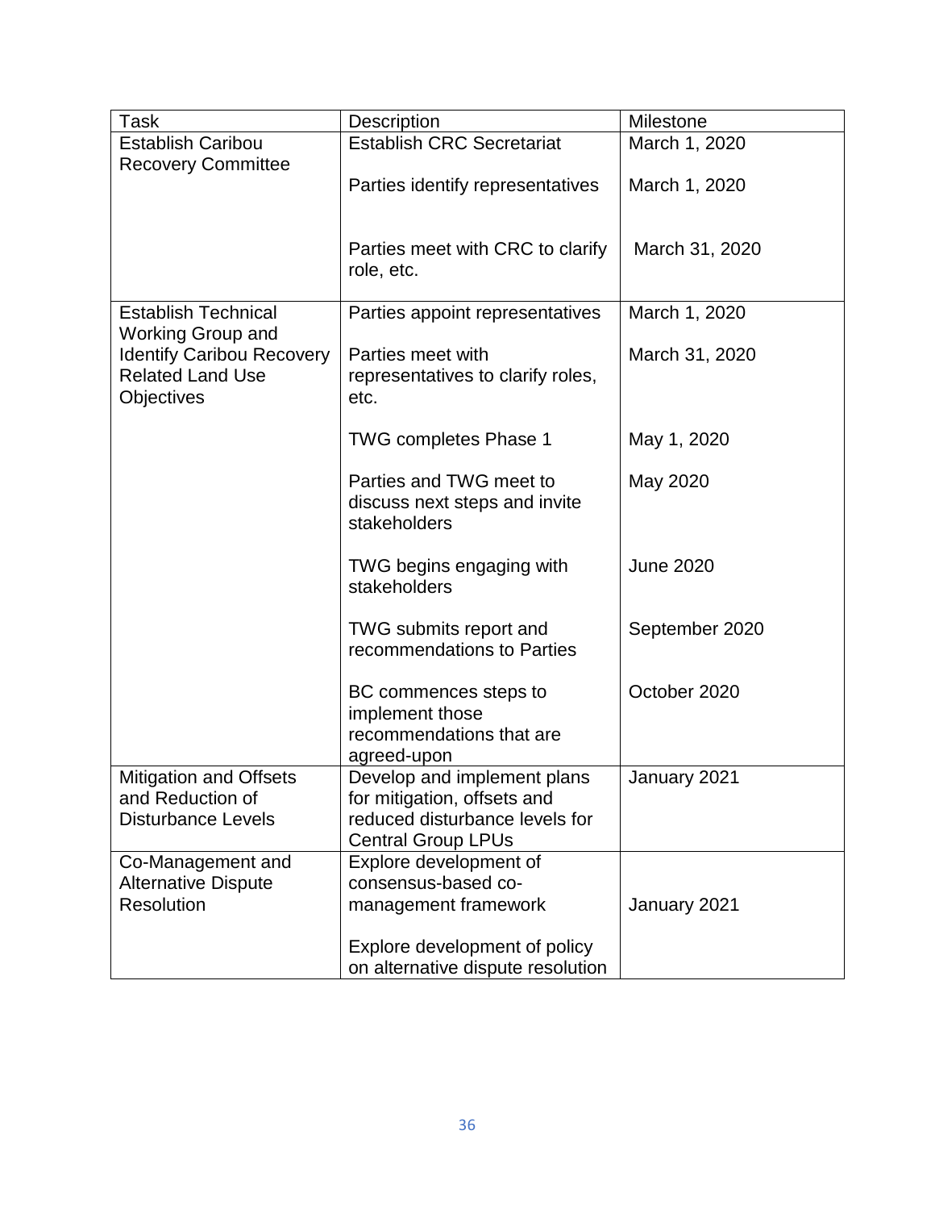| Task | Description | Milestone |
| --- | --- | --- |
| Establish Caribou Recovery Committee | Establish CRC Secretariat | March 1, 2020 |
| | Parties identify representatives | March 1, 2020 |
| | Parties meet with CRC to clarify role, etc. | March 31, 2020 |
| Establish Technical Working Group and Identify Caribou Recovery Related Land Use Objectives | Parties appoint representatives | March 1, 2020 |
| | Parties meet with representatives to clarify roles, etc. | March 31, 2020 |
| | TWG completes Phase 1 | May 1, 2020 |
| | Parties and TWG meet to discuss next steps and invite stakeholders | May 2020 |
| | TWG begins engaging with stakeholders | June 2020 |
| | TWG submits report and recommendations to Parties | September 2020 |
| | BC commences steps to implement those recommendations that are agreed-upon | October 2020 |
| Mitigation and Offsets and Reduction of Disturbance Levels | Develop and implement plans for mitigation, offsets and reduced disturbance levels for Central Group LPUs | January 2021 |
| Co-Management and Alternative Dispute Resolution | Explore development of consensus-based co-management framework<br><br>Explore development of policy on alternative dispute resolution | January 2021 |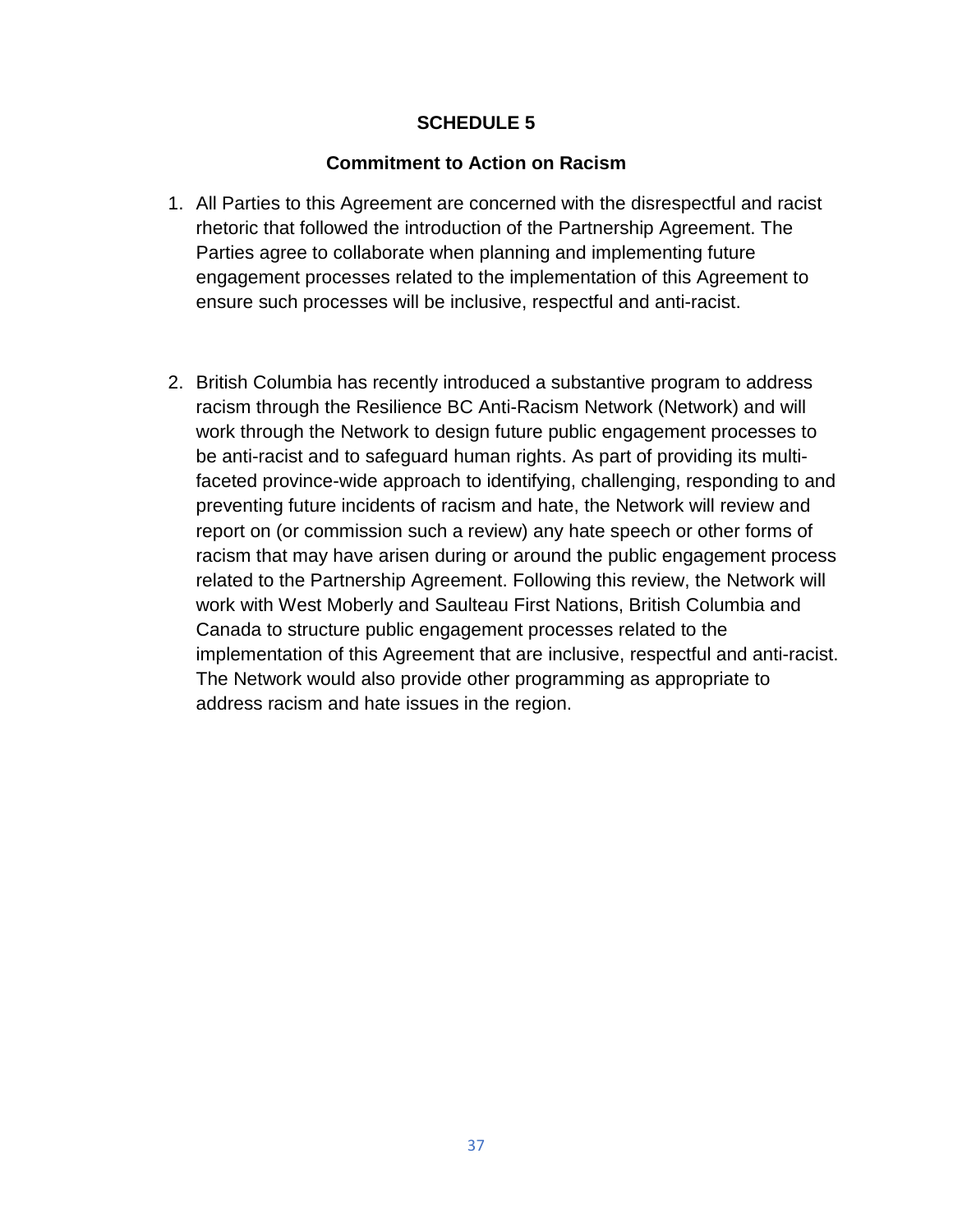# SCHEDULE 5

## Commitment to Action on Racism

1. All Parties to this Agreement are concerned with the disrespectful and racist rhetoric that followed the introduction of the Partnership Agreement. The Parties agree to collaborate when planning and implementing future engagement processes related to the implementation of this Agreement to ensure such processes will be inclusive, respectful and anti-racist.

2. British Columbia has recently introduced a substantive program to address racism through the Resilience BC Anti-Racism Network (Network) and will work through the Network to design future public engagement processes to be anti-racist and to safeguard human rights. As part of providing its multi-faceted province-wide approach to identifying, challenging, responding to and preventing future incidents of racism and hate, the Network will review and report on (or commission such a review) any hate speech or other forms of racism that may have arisen during or around the public engagement process related to the Partnership Agreement. Following this review, the Network will work with West Moberly and Saulteau First Nations, British Columbia and Canada to structure public engagement processes related to the implementation of this Agreement that are inclusive, respectful and anti-racist. The Network would also provide other programming as appropriate to address racism and hate issues in the region.